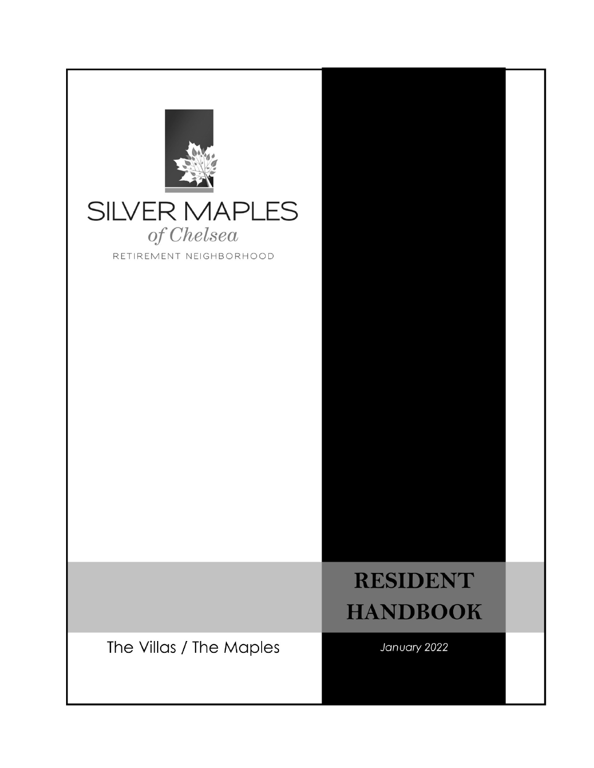SILVER MAPLES

*of Chelsea*

RETIREMENT NEIGHBORHOOD

# RESIDENT HANDBOOK

The Villas / The Maples

*January 2022*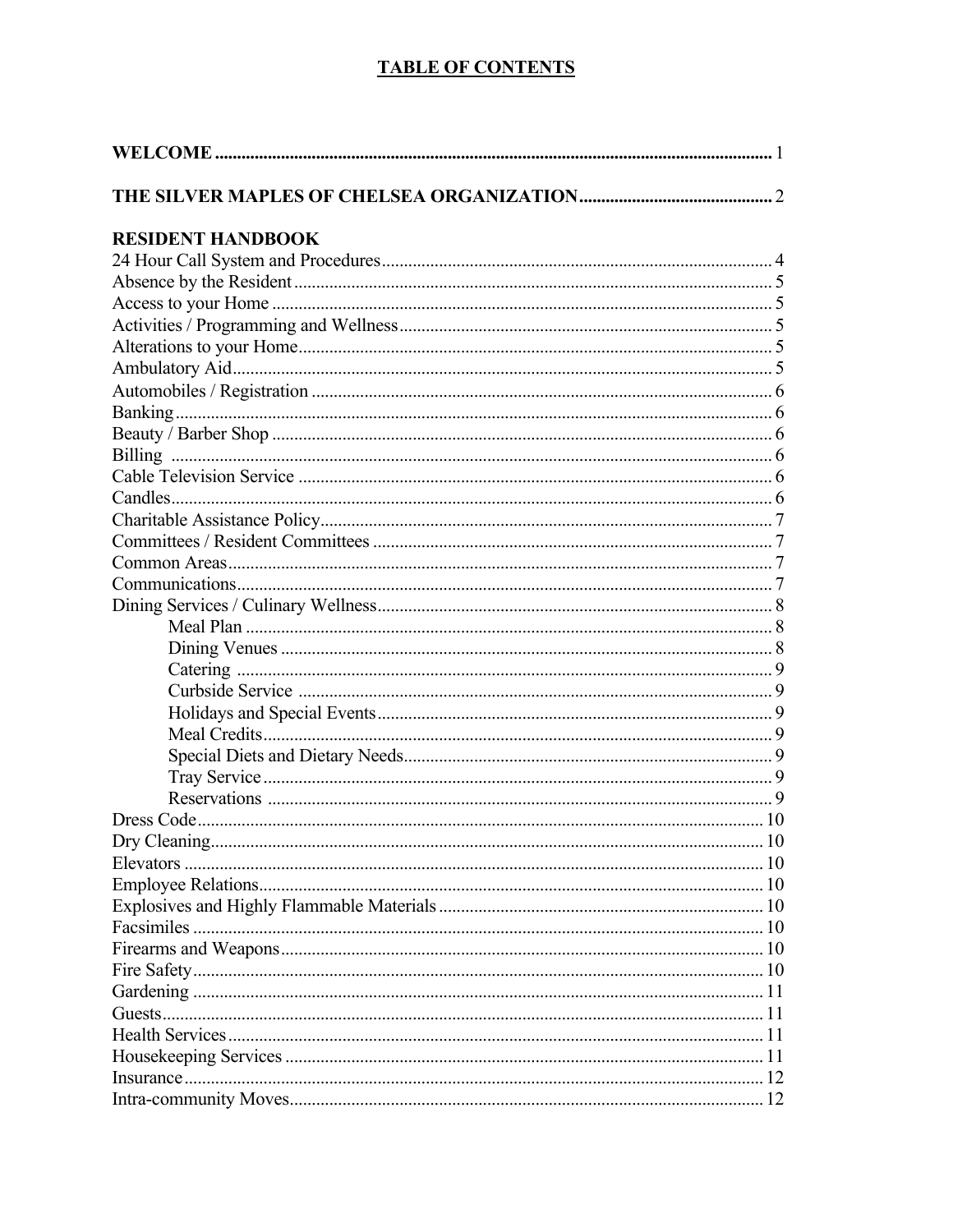# TABLE OF CONTENTS

**WELCOME** .................................................. 1

**THE SILVER MAPLES OF CHELSEA ORGANIZATION** .................................................. 2

**RESIDENT HANDBOOK**

- 24 Hour Call System and Procedures .................................................. 4
- Absence by the Resident .................................................. 5
- Access to your Home .................................................. 5
- Activities / Programming and Wellness .................................................. 5
- Alterations to your Home .................................................. 5
- Ambulatory Aid .................................................. 5
- Automobiles / Registration .................................................. 6
- Banking .................................................. 6
- Beauty / Barber Shop .................................................. 6
- Billing .................................................. 6
- Cable Television Service .................................................. 6
- Candles .................................................. 6
- Charitable Assistance Policy .................................................. 7
- Committees / Resident Committees .................................................. 7
- Common Areas .................................................. 7
- Communications .................................................. 7
- Dining Services / Culinary Wellness .................................................. 8
  - Meal Plan .................................................. 8
  - Dining Venues .................................................. 8
  - Catering .................................................. 9
  - Curbside Service .................................................. 9
  - Holidays and Special Events .................................................. 9
  - Meal Credits .................................................. 9
  - Special Diets and Dietary Needs .................................................. 9
  - Tray Service .................................................. 9
  - Reservations .................................................. 9
- Dress Code .................................................. 10
- Dry Cleaning .................................................. 10
- Elevators .................................................. 10
- Employee Relations .................................................. 10
- Explosives and Highly Flammable Materials .................................................. 10
- Facsimiles .................................................. 10
- Firearms and Weapons .................................................. 10
- Fire Safety .................................................. 10
- Gardening .................................................. 11
- Guests .................................................. 11
- Health Services .................................................. 11
- Housekeeping Services .................................................. 11
- Insurance .................................................. 12
- Intra-community Moves .................................................. 12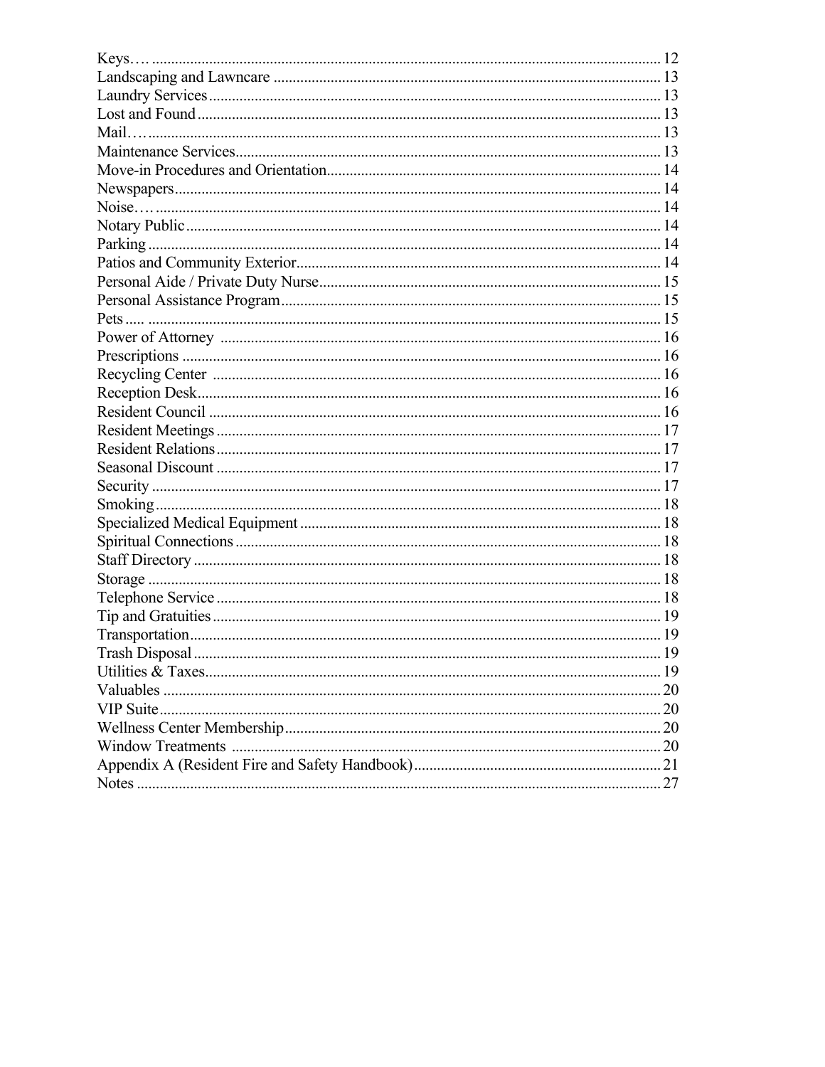Keys…. ..... 12
Landscaping and Lawncare ..... 13
Laundry Services ..... 13
Lost and Found ..... 13
Mail…. ..... 13
Maintenance Services ..... 13
Move-in Procedures and Orientation ..... 14
Newspapers ..... 14
Noise…. ..... 14
Notary Public ..... 14
Parking ..... 14
Patios and Community Exterior ..... 14
Personal Aide / Private Duty Nurse ..... 15
Personal Assistance Program ..... 15
Pets ..... 15
Power of Attorney ..... 16
Prescriptions ..... 16
Recycling Center ..... 16
Reception Desk ..... 16
Resident Council ..... 16
Resident Meetings ..... 17
Resident Relations ..... 17
Seasonal Discount ..... 17
Security ..... 17
Smoking ..... 18
Specialized Medical Equipment ..... 18
Spiritual Connections ..... 18
Staff Directory ..... 18
Storage ..... 18
Telephone Service ..... 18
Tip and Gratuities ..... 19
Transportation ..... 19
Trash Disposal ..... 19
Utilities & Taxes ..... 19
Valuables ..... 20
VIP Suite ..... 20
Wellness Center Membership ..... 20
Window Treatments ..... 20
Appendix A (Resident Fire and Safety Handbook) ..... 21
Notes ..... 27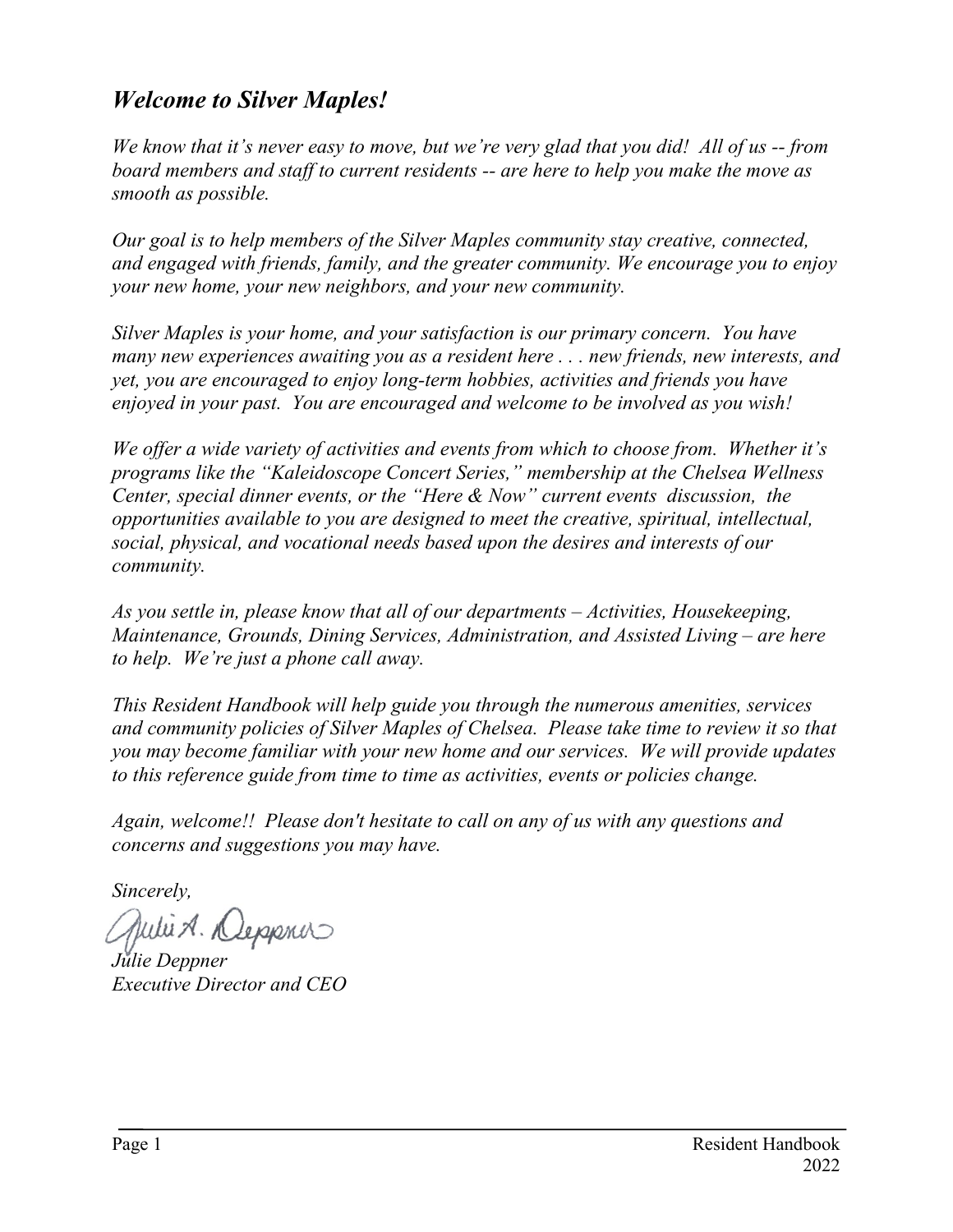## *Welcome to Silver Maples!*

*We know that it's never easy to move, but we're very glad that you did! All of us -- from board members and staff to current residents -- are here to help you make the move as smooth as possible.*

*Our goal is to help members of the Silver Maples community stay creative, connected, and engaged with friends, family, and the greater community. We encourage you to enjoy your new home, your new neighbors, and your new community.*

*Silver Maples is your home, and your satisfaction is our primary concern. You have many new experiences awaiting you as a resident here . . . new friends, new interests, and yet, you are encouraged to enjoy long-term hobbies, activities and friends you have enjoyed in your past. You are encouraged and welcome to be involved as you wish!*

*We offer a wide variety of activities and events from which to choose from. Whether it's programs like the "Kaleidoscope Concert Series," membership at the Chelsea Wellness Center, special dinner events, or the "Here & Now" current events discussion, the opportunities available to you are designed to meet the creative, spiritual, intellectual, social, physical, and vocational needs based upon the desires and interests of our community.*

*As you settle in, please know that all of our departments – Activities, Housekeeping, Maintenance, Grounds, Dining Services, Administration, and Assisted Living – are here to help. We're just a phone call away.*

*This Resident Handbook will help guide you through the numerous amenities, services and community policies of Silver Maples of Chelsea. Please take time to review it so that you may become familiar with your new home and our services. We will provide updates to this reference guide from time to time as activities, events or policies change.*

*Again, welcome!! Please don't hesitate to call on any of us with any questions and concerns and suggestions you may have.*

*Sincerely,*

*Julie A. Deppner*

*Julie Deppner*
*Executive Director and CEO*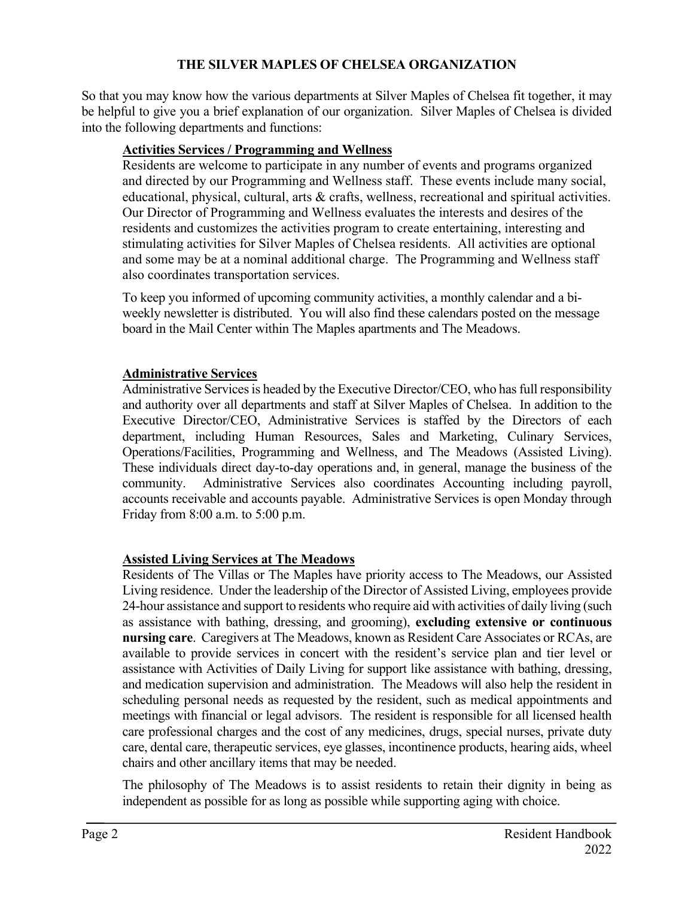# THE SILVER MAPLES OF CHELSEA ORGANIZATION

So that you may know how the various departments at Silver Maples of Chelsea fit together, it may be helpful to give you a brief explanation of our organization. Silver Maples of Chelsea is divided into the following departments and functions:

## Activities Services / Programming and Wellness

Residents are welcome to participate in any number of events and programs organized and directed by our Programming and Wellness staff. These events include many social, educational, physical, cultural, arts & crafts, wellness, recreational and spiritual activities. Our Director of Programming and Wellness evaluates the interests and desires of the residents and customizes the activities program to create entertaining, interesting and stimulating activities for Silver Maples of Chelsea residents. All activities are optional and some may be at a nominal additional charge. The Programming and Wellness staff also coordinates transportation services.

To keep you informed of upcoming community activities, a monthly calendar and a bi-weekly newsletter is distributed. You will also find these calendars posted on the message board in the Mail Center within The Maples apartments and The Meadows.

## Administrative Services

Administrative Services is headed by the Executive Director/CEO, who has full responsibility and authority over all departments and staff at Silver Maples of Chelsea. In addition to the Executive Director/CEO, Administrative Services is staffed by the Directors of each department, including Human Resources, Sales and Marketing, Culinary Services, Operations/Facilities, Programming and Wellness, and The Meadows (Assisted Living). These individuals direct day-to-day operations and, in general, manage the business of the community. Administrative Services also coordinates Accounting including payroll, accounts receivable and accounts payable. Administrative Services is open Monday through Friday from 8:00 a.m. to 5:00 p.m.

## Assisted Living Services at The Meadows

Residents of The Villas or The Maples have priority access to The Meadows, our Assisted Living residence. Under the leadership of the Director of Assisted Living, employees provide 24-hour assistance and support to residents who require aid with activities of daily living (such as assistance with bathing, dressing, and grooming), **excluding extensive or continuous nursing care**. Caregivers at The Meadows, known as Resident Care Associates or RCAs, are available to provide services in concert with the resident's service plan and tier level or assistance with Activities of Daily Living for support like assistance with bathing, dressing, and medication supervision and administration. The Meadows will also help the resident in scheduling personal needs as requested by the resident, such as medical appointments and meetings with financial or legal advisors. The resident is responsible for all licensed health care professional charges and the cost of any medicines, drugs, special nurses, private duty care, dental care, therapeutic services, eye glasses, incontinence products, hearing aids, wheel chairs and other ancillary items that may be needed.

The philosophy of The Meadows is to assist residents to retain their dignity in being as independent as possible for as long as possible while supporting aging with choice.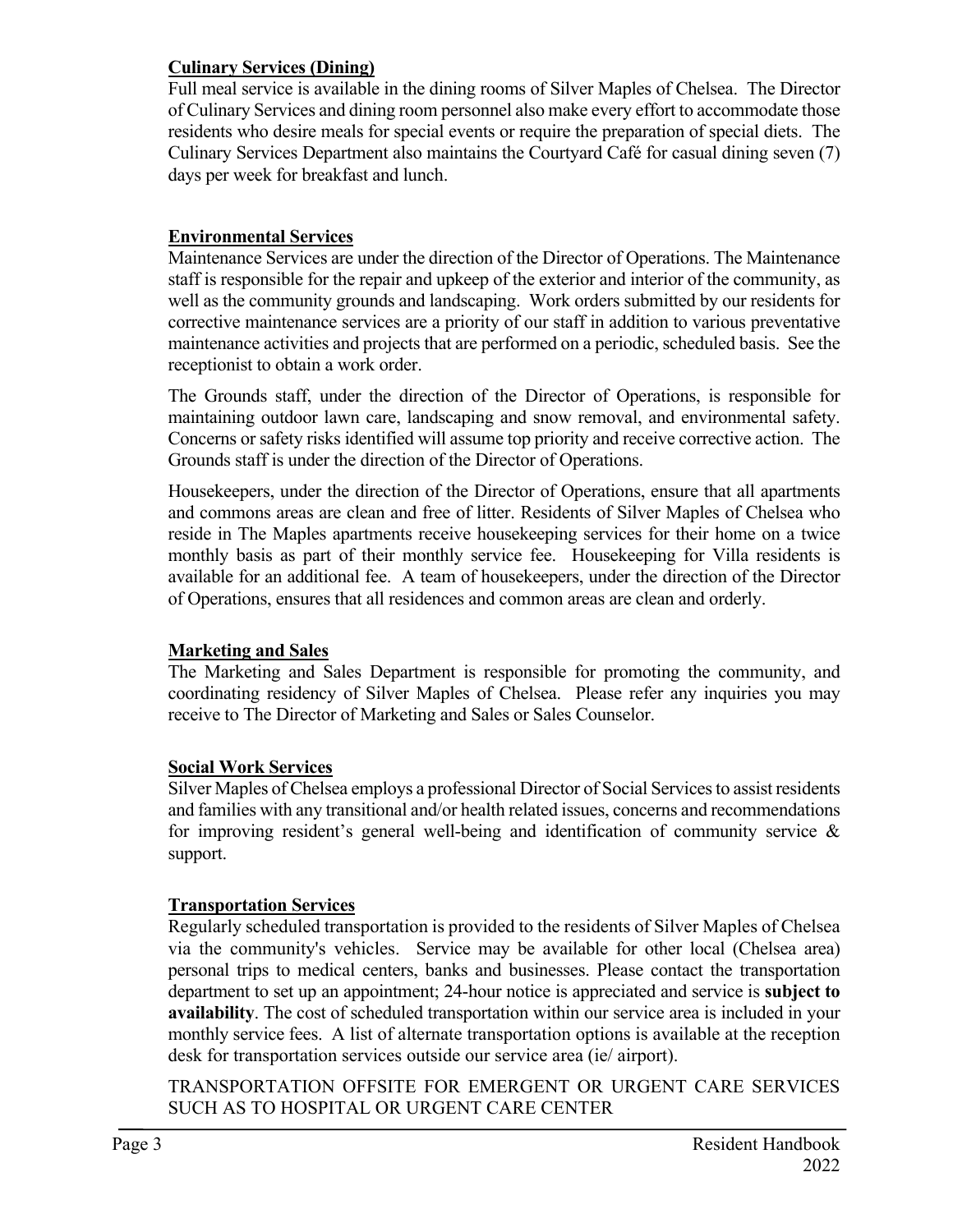**Culinary Services (Dining)**

Full meal service is available in the dining rooms of Silver Maples of Chelsea. The Director of Culinary Services and dining room personnel also make every effort to accommodate those residents who desire meals for special events or require the preparation of special diets. The Culinary Services Department also maintains the Courtyard Café for casual dining seven (7) days per week for breakfast and lunch.

**Environmental Services**

Maintenance Services are under the direction of the Director of Operations. The Maintenance staff is responsible for the repair and upkeep of the exterior and interior of the community, as well as the community grounds and landscaping. Work orders submitted by our residents for corrective maintenance services are a priority of our staff in addition to various preventative maintenance activities and projects that are performed on a periodic, scheduled basis. See the receptionist to obtain a work order.

The Grounds staff, under the direction of the Director of Operations, is responsible for maintaining outdoor lawn care, landscaping and snow removal, and environmental safety. Concerns or safety risks identified will assume top priority and receive corrective action. The Grounds staff is under the direction of the Director of Operations.

Housekeepers, under the direction of the Director of Operations, ensure that all apartments and commons areas are clean and free of litter. Residents of Silver Maples of Chelsea who reside in The Maples apartments receive housekeeping services for their home on a twice monthly basis as part of their monthly service fee. Housekeeping for Villa residents is available for an additional fee. A team of housekeepers, under the direction of the Director of Operations, ensures that all residences and common areas are clean and orderly.

**Marketing and Sales**

The Marketing and Sales Department is responsible for promoting the community, and coordinating residency of Silver Maples of Chelsea. Please refer any inquiries you may receive to The Director of Marketing and Sales or Sales Counselor.

**Social Work Services**

Silver Maples of Chelsea employs a professional Director of Social Services to assist residents and families with any transitional and/or health related issues, concerns and recommendations for improving resident's general well-being and identification of community service & support.

**Transportation Services**

Regularly scheduled transportation is provided to the residents of Silver Maples of Chelsea via the community's vehicles. Service may be available for other local (Chelsea area) personal trips to medical centers, banks and businesses. Please contact the transportation department to set up an appointment; 24-hour notice is appreciated and service is **subject to availability**. The cost of scheduled transportation within our service area is included in your monthly service fees. A list of alternate transportation options is available at the reception desk for transportation services outside our service area (ie/ airport).

TRANSPORTATION OFFSITE FOR EMERGENT OR URGENT CARE SERVICES SUCH AS TO HOSPITAL OR URGENT CARE CENTER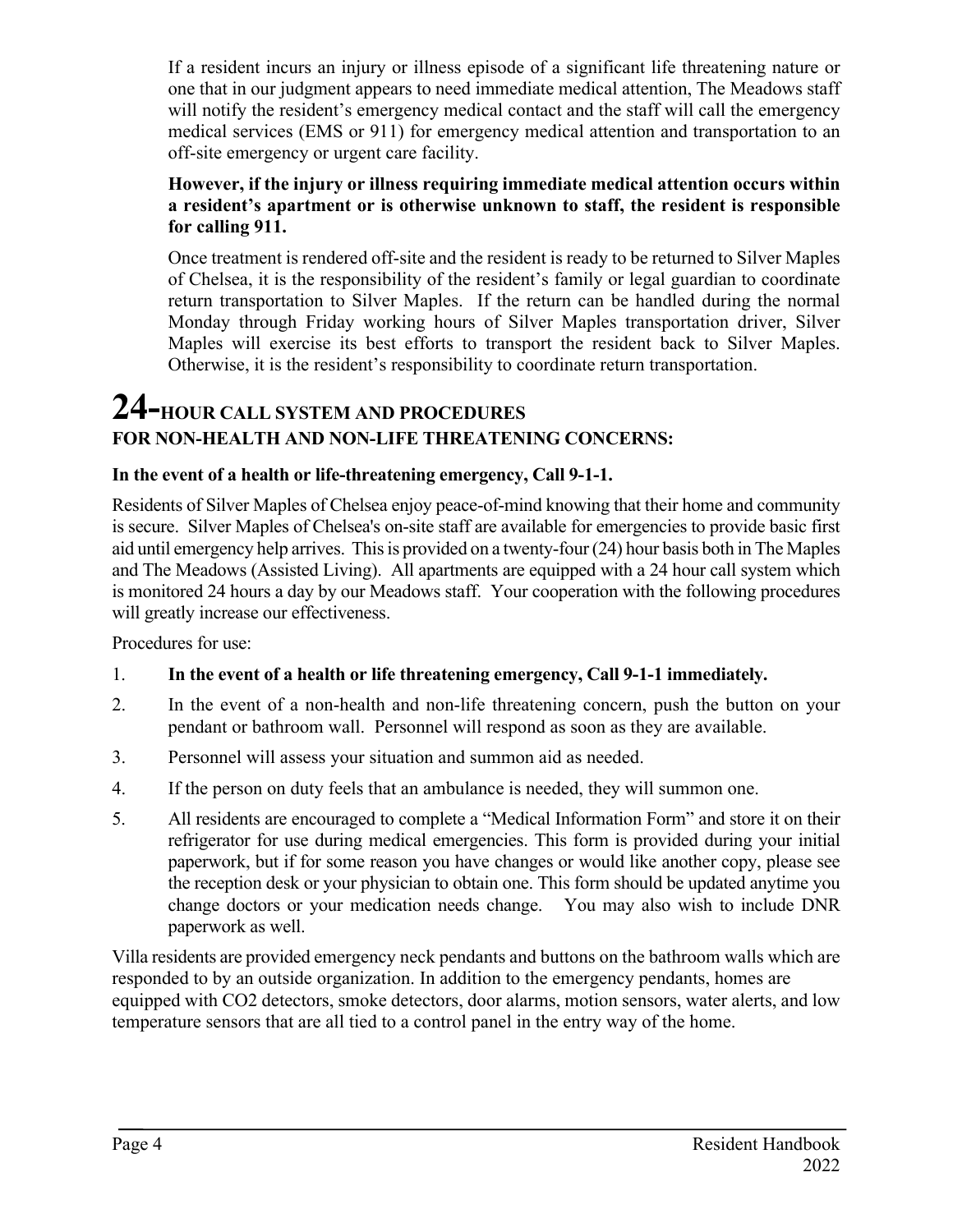If a resident incurs an injury or illness episode of a significant life threatening nature or one that in our judgment appears to need immediate medical attention, The Meadows staff will notify the resident's emergency medical contact and the staff will call the emergency medical services (EMS or 911) for emergency medical attention and transportation to an off-site emergency or urgent care facility.

**However, if the injury or illness requiring immediate medical attention occurs within a resident's apartment or is otherwise unknown to staff, the resident is responsible for calling 911.**

Once treatment is rendered off-site and the resident is ready to be returned to Silver Maples of Chelsea, it is the responsibility of the resident's family or legal guardian to coordinate return transportation to Silver Maples. If the return can be handled during the normal Monday through Friday working hours of Silver Maples transportation driver, Silver Maples will exercise its best efforts to transport the resident back to Silver Maples. Otherwise, it is the resident's responsibility to coordinate return transportation.

# 24-HOUR CALL SYSTEM AND PROCEDURES FOR NON-HEALTH AND NON-LIFE THREATENING CONCERNS:

**In the event of a health or life-threatening emergency, Call 9-1-1.**

Residents of Silver Maples of Chelsea enjoy peace-of-mind knowing that their home and community is secure. Silver Maples of Chelsea's on-site staff are available for emergencies to provide basic first aid until emergency help arrives. This is provided on a twenty-four (24) hour basis both in The Maples and The Meadows (Assisted Living). All apartments are equipped with a 24 hour call system which is monitored 24 hours a day by our Meadows staff. Your cooperation with the following procedures will greatly increase our effectiveness.

Procedures for use:

1. **In the event of a health or life threatening emergency, Call 9-1-1 immediately.**
2. In the event of a non-health and non-life threatening concern, push the button on your pendant or bathroom wall. Personnel will respond as soon as they are available.
3. Personnel will assess your situation and summon aid as needed.
4. If the person on duty feels that an ambulance is needed, they will summon one.
5. All residents are encouraged to complete a "Medical Information Form" and store it on their refrigerator for use during medical emergencies. This form is provided during your initial paperwork, but if for some reason you have changes or would like another copy, please see the reception desk or your physician to obtain one. This form should be updated anytime you change doctors or your medication needs change. You may also wish to include DNR paperwork as well.

Villa residents are provided emergency neck pendants and buttons on the bathroom walls which are responded to by an outside organization. In addition to the emergency pendants, homes are equipped with $CO_2$ detectors, smoke detectors, door alarms, motion sensors, water alerts, and low temperature sensors that are all tied to a control panel in the entry way of the home.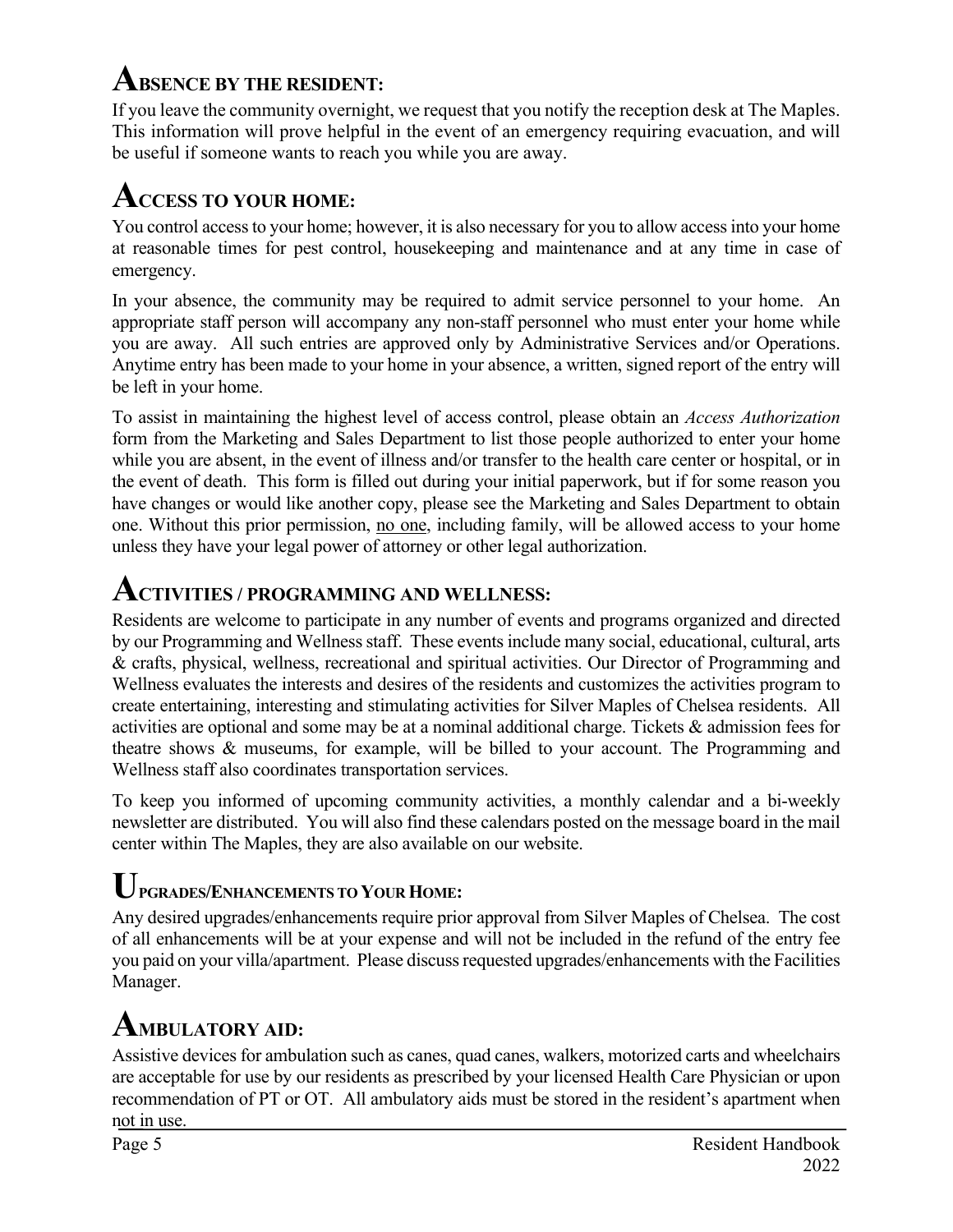## ABSENCE BY THE RESIDENT:

If you leave the community overnight, we request that you notify the reception desk at The Maples. This information will prove helpful in the event of an emergency requiring evacuation, and will be useful if someone wants to reach you while you are away.

## ACCESS TO YOUR HOME:

You control access to your home; however, it is also necessary for you to allow access into your home at reasonable times for pest control, housekeeping and maintenance and at any time in case of emergency.

In your absence, the community may be required to admit service personnel to your home. An appropriate staff person will accompany any non-staff personnel who must enter your home while you are away. All such entries are approved only by Administrative Services and/or Operations. Anytime entry has been made to your home in your absence, a written, signed report of the entry will be left in your home.

To assist in maintaining the highest level of access control, please obtain an *Access Authorization* form from the Marketing and Sales Department to list those people authorized to enter your home while you are absent, in the event of illness and/or transfer to the health care center or hospital, or in the event of death. This form is filled out during your initial paperwork, but if for some reason you have changes or would like another copy, please see the Marketing and Sales Department to obtain one. Without this prior permission, <u>no one</u>, including family, will be allowed access to your home unless they have your legal power of attorney or other legal authorization.

## ACTIVITIES / PROGRAMMING AND WELLNESS:

Residents are welcome to participate in any number of events and programs organized and directed by our Programming and Wellness staff. These events include many social, educational, cultural, arts & crafts, physical, wellness, recreational and spiritual activities. Our Director of Programming and Wellness evaluates the interests and desires of the residents and customizes the activities program to create entertaining, interesting and stimulating activities for Silver Maples of Chelsea residents. All activities are optional and some may be at a nominal additional charge. Tickets & admission fees for theatre shows & museums, for example, will be billed to your account. The Programming and Wellness staff also coordinates transportation services.

To keep you informed of upcoming community activities, a monthly calendar and a bi-weekly newsletter are distributed. You will also find these calendars posted on the message board in the mail center within The Maples, they are also available on our website.

## UPGRADES/ENHANCEMENTS TO YOUR HOME:

Any desired upgrades/enhancements require prior approval from Silver Maples of Chelsea. The cost of all enhancements will be at your expense and will not be included in the refund of the entry fee you paid on your villa/apartment. Please discuss requested upgrades/enhancements with the Facilities Manager.

## AMBULATORY AID:

Assistive devices for ambulation such as canes, quad canes, walkers, motorized carts and wheelchairs are acceptable for use by our residents as prescribed by your licensed Health Care Physician or upon recommendation of PT or OT. All ambulatory aids must be stored in the resident's apartment when not in use.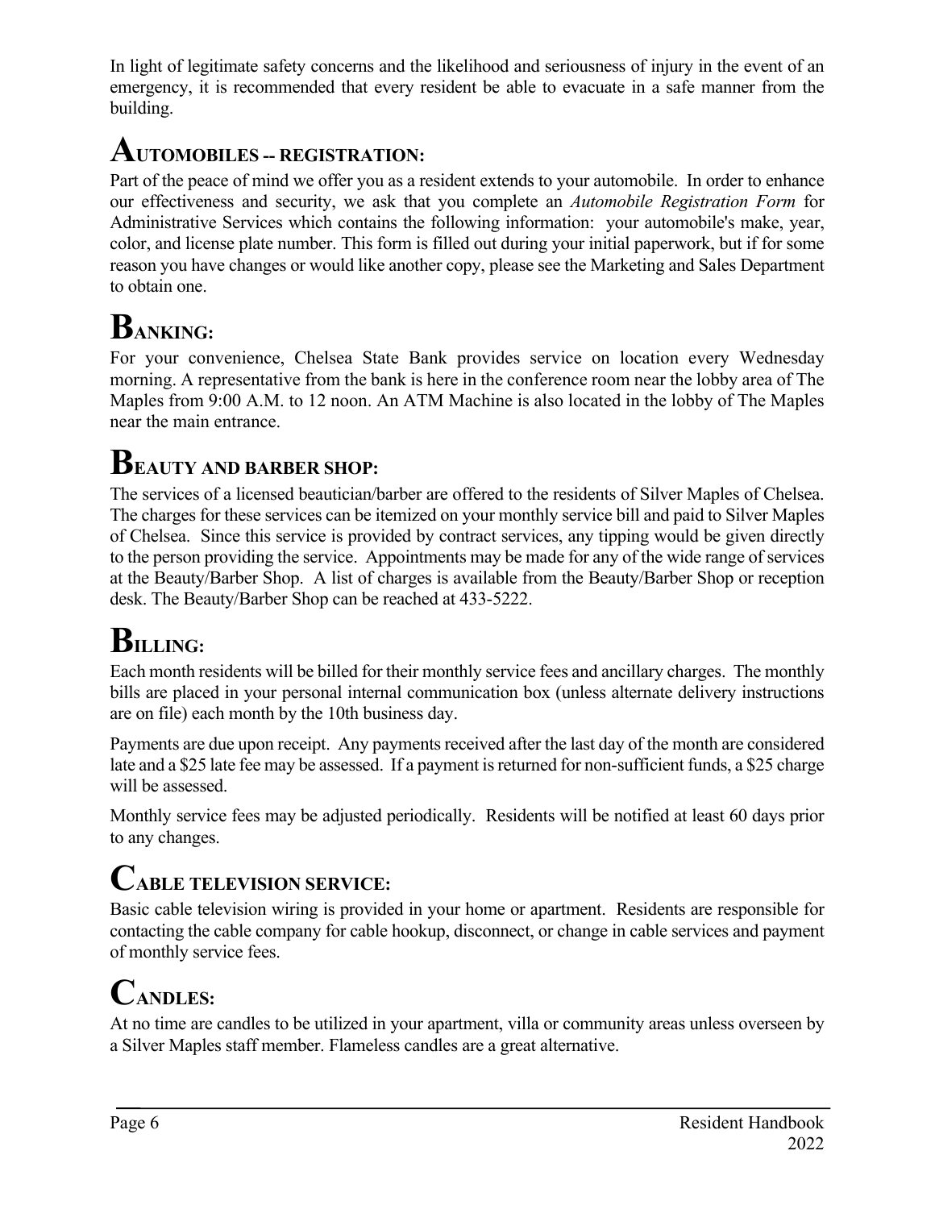In light of legitimate safety concerns and the likelihood and seriousness of injury in the event of an emergency, it is recommended that every resident be able to evacuate in a safe manner from the building.

## AUTOMOBILES -- REGISTRATION:

Part of the peace of mind we offer you as a resident extends to your automobile. In order to enhance our effectiveness and security, we ask that you complete an *Automobile Registration Form* for Administrative Services which contains the following information: your automobile's make, year, color, and license plate number. This form is filled out during your initial paperwork, but if for some reason you have changes or would like another copy, please see the Marketing and Sales Department to obtain one.

## BANKING:

For your convenience, Chelsea State Bank provides service on location every Wednesday morning. A representative from the bank is here in the conference room near the lobby area of The Maples from 9:00 A.M. to 12 noon. An ATM Machine is also located in the lobby of The Maples near the main entrance.

## BEAUTY AND BARBER SHOP:

The services of a licensed beautician/barber are offered to the residents of Silver Maples of Chelsea. The charges for these services can be itemized on your monthly service bill and paid to Silver Maples of Chelsea. Since this service is provided by contract services, any tipping would be given directly to the person providing the service. Appointments may be made for any of the wide range of services at the Beauty/Barber Shop. A list of charges is available from the Beauty/Barber Shop or reception desk. The Beauty/Barber Shop can be reached at 433-5222.

## BILLING:

Each month residents will be billed for their monthly service fees and ancillary charges. The monthly bills are placed in your personal internal communication box (unless alternate delivery instructions are on file) each month by the 10th business day.

Payments are due upon receipt. Any payments received after the last day of the month are considered late and a $25 late fee may be assessed. If a payment is returned for non-sufficient funds, a $25 charge will be assessed.

Monthly service fees may be adjusted periodically. Residents will be notified at least 60 days prior to any changes.

## CABLE TELEVISION SERVICE:

Basic cable television wiring is provided in your home or apartment. Residents are responsible for contacting the cable company for cable hookup, disconnect, or change in cable services and payment of monthly service fees.

## CANDLES:

At no time are candles to be utilized in your apartment, villa or community areas unless overseen by a Silver Maples staff member. Flameless candles are a great alternative.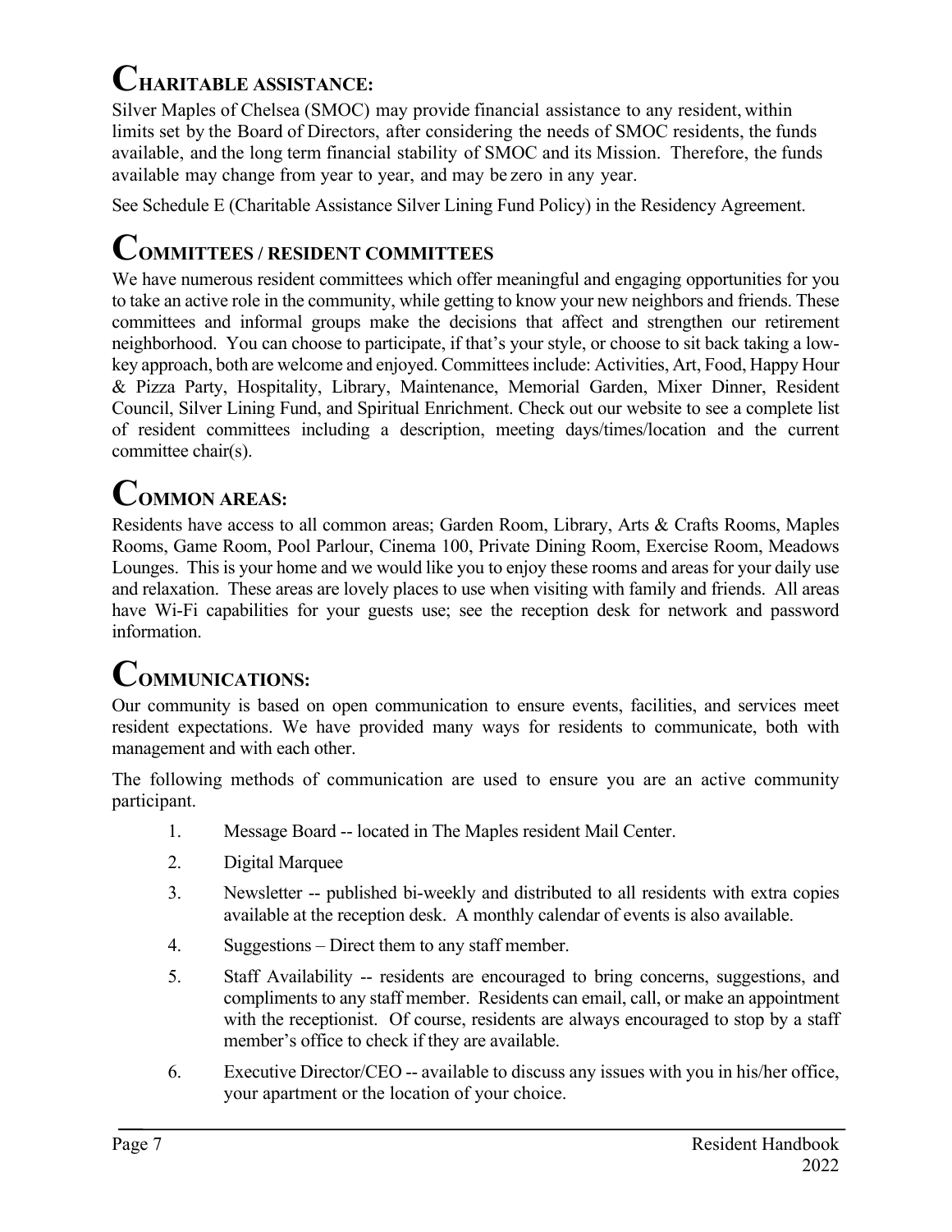## CHARITABLE ASSISTANCE:

Silver Maples of Chelsea (SMOC) may provide financial assistance to any resident, within limits set by the Board of Directors, after considering the needs of SMOC residents, the funds available, and the long term financial stability of SMOC and its Mission. Therefore, the funds available may change from year to year, and may be zero in any year.

See Schedule E (Charitable Assistance Silver Lining Fund Policy) in the Residency Agreement.

## COMMITTEES / RESIDENT COMMITTEES

We have numerous resident committees which offer meaningful and engaging opportunities for you to take an active role in the community, while getting to know your new neighbors and friends. These committees and informal groups make the decisions that affect and strengthen our retirement neighborhood. You can choose to participate, if that's your style, or choose to sit back taking a low-key approach, both are welcome and enjoyed. Committees include: Activities, Art, Food, Happy Hour & Pizza Party, Hospitality, Library, Maintenance, Memorial Garden, Mixer Dinner, Resident Council, Silver Lining Fund, and Spiritual Enrichment. Check out our website to see a complete list of resident committees including a description, meeting days/times/location and the current committee chair(s).

## COMMON AREAS:

Residents have access to all common areas; Garden Room, Library, Arts & Crafts Rooms, Maples Rooms, Game Room, Pool Parlour, Cinema 100, Private Dining Room, Exercise Room, Meadows Lounges. This is your home and we would like you to enjoy these rooms and areas for your daily use and relaxation. These areas are lovely places to use when visiting with family and friends. All areas have Wi-Fi capabilities for your guests use; see the reception desk for network and password information.

## COMMUNICATIONS:

Our community is based on open communication to ensure events, facilities, and services meet resident expectations. We have provided many ways for residents to communicate, both with management and with each other.

The following methods of communication are used to ensure you are an active community participant.

1. Message Board -- located in The Maples resident Mail Center.
2. Digital Marquee
3. Newsletter -- published bi-weekly and distributed to all residents with extra copies available at the reception desk. A monthly calendar of events is also available.
4. Suggestions – Direct them to any staff member.
5. Staff Availability -- residents are encouraged to bring concerns, suggestions, and compliments to any staff member. Residents can email, call, or make an appointment with the receptionist. Of course, residents are always encouraged to stop by a staff member's office to check if they are available.
6. Executive Director/CEO -- available to discuss any issues with you in his/her office, your apartment or the location of your choice.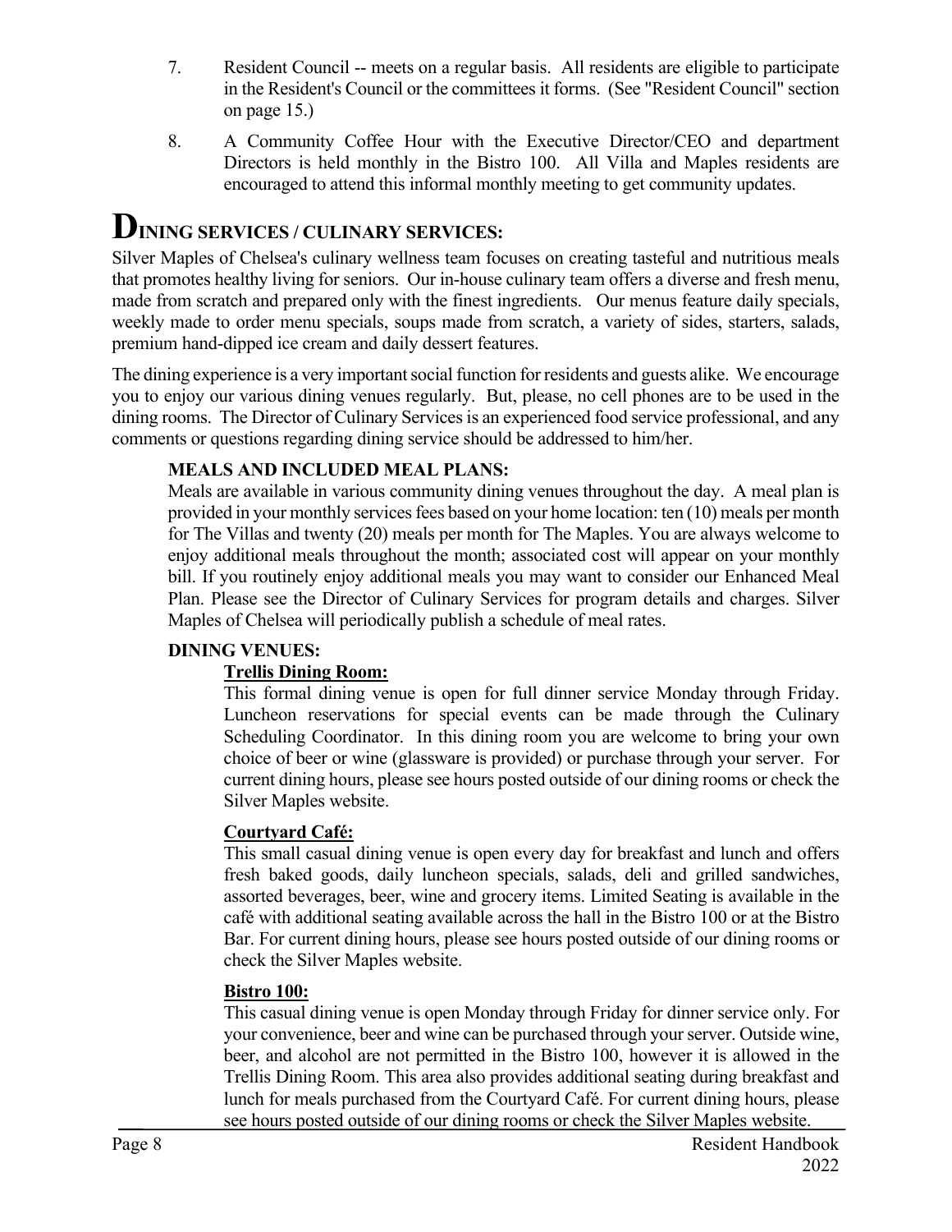7. Resident Council -- meets on a regular basis. All residents are eligible to participate in the Resident's Council or the committees it forms. (See "Resident Council" section on page 15.)

8. A Community Coffee Hour with the Executive Director/CEO and department Directors is held monthly in the Bistro 100. All Villa and Maples residents are encouraged to attend this informal monthly meeting to get community updates.

# DINING SERVICES / CULINARY SERVICES:

Silver Maples of Chelsea's culinary wellness team focuses on creating tasteful and nutritious meals that promotes healthy living for seniors. Our in-house culinary team offers a diverse and fresh menu, made from scratch and prepared only with the finest ingredients. Our menus feature daily specials, weekly made to order menu specials, soups made from scratch, a variety of sides, starters, salads, premium hand-dipped ice cream and daily dessert features.

The dining experience is a very important social function for residents and guests alike. We encourage you to enjoy our various dining venues regularly. But, please, no cell phones are to be used in the dining rooms. The Director of Culinary Services is an experienced food service professional, and any comments or questions regarding dining service should be addressed to him/her.

## MEALS AND INCLUDED MEAL PLANS:

Meals are available in various community dining venues throughout the day. A meal plan is provided in your monthly services fees based on your home location: ten (10) meals per month for The Villas and twenty (20) meals per month for The Maples. You are always welcome to enjoy additional meals throughout the month; associated cost will appear on your monthly bill. If you routinely enjoy additional meals you may want to consider our Enhanced Meal Plan. Please see the Director of Culinary Services for program details and charges. Silver Maples of Chelsea will periodically publish a schedule of meal rates.

## DINING VENUES:

### Trellis Dining Room:

This formal dining venue is open for full dinner service Monday through Friday. Luncheon reservations for special events can be made through the Culinary Scheduling Coordinator. In this dining room you are welcome to bring your own choice of beer or wine (glassware is provided) or purchase through your server. For current dining hours, please see hours posted outside of our dining rooms or check the Silver Maples website.

### Courtyard Café:

This small casual dining venue is open every day for breakfast and lunch and offers fresh baked goods, daily luncheon specials, salads, deli and grilled sandwiches, assorted beverages, beer, wine and grocery items. Limited Seating is available in the café with additional seating available across the hall in the Bistro 100 or at the Bistro Bar. For current dining hours, please see hours posted outside of our dining rooms or check the Silver Maples website.

### Bistro 100:

This casual dining venue is open Monday through Friday for dinner service only. For your convenience, beer and wine can be purchased through your server. Outside wine, beer, and alcohol are not permitted in the Bistro 100, however it is allowed in the Trellis Dining Room. This area also provides additional seating during breakfast and lunch for meals purchased from the Courtyard Café. For current dining hours, please see hours posted outside of our dining rooms or check the Silver Maples website.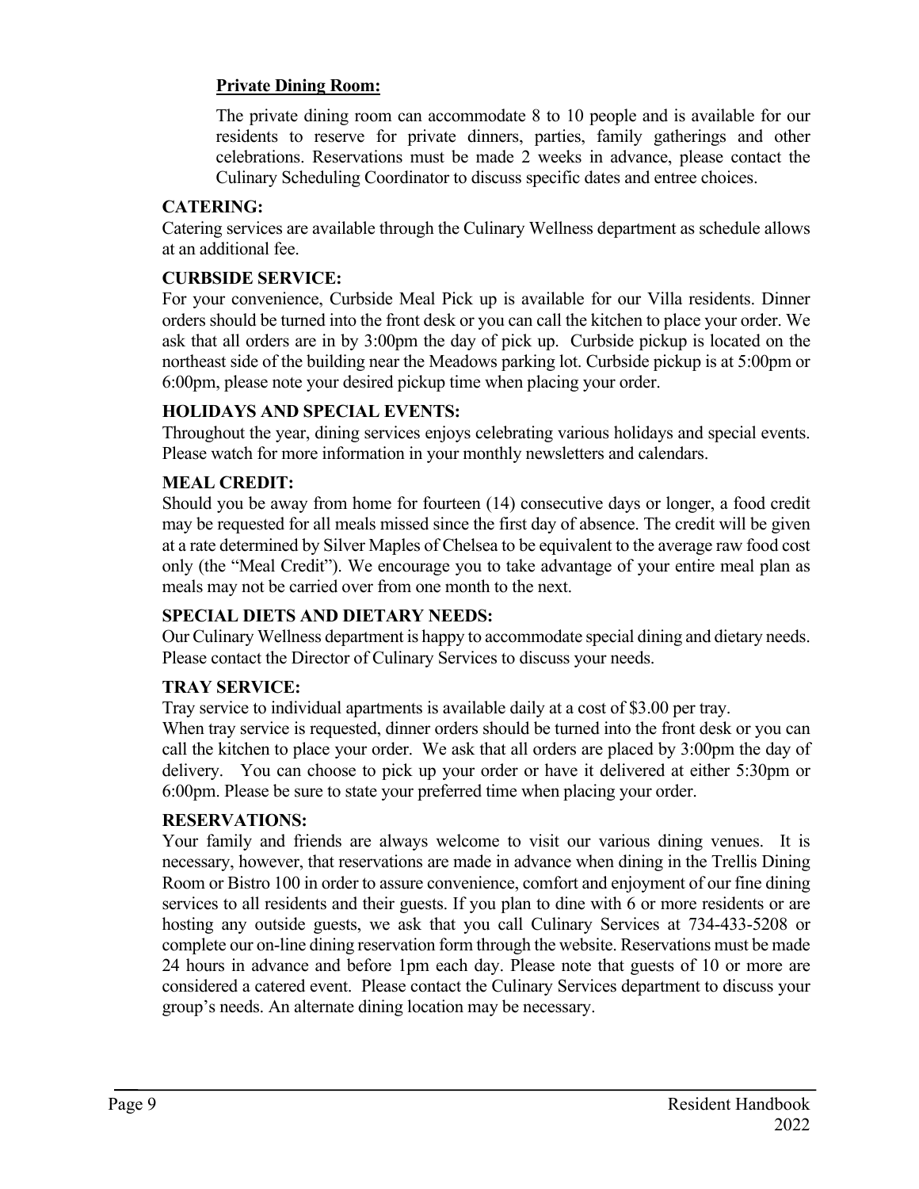**Private Dining Room:**

The private dining room can accommodate 8 to 10 people and is available for our residents to reserve for private dinners, parties, family gatherings and other celebrations. Reservations must be made 2 weeks in advance, please contact the Culinary Scheduling Coordinator to discuss specific dates and entree choices.

**CATERING:**

Catering services are available through the Culinary Wellness department as schedule allows at an additional fee.

**CURBSIDE SERVICE:**

For your convenience, Curbside Meal Pick up is available for our Villa residents. Dinner orders should be turned into the front desk or you can call the kitchen to place your order. We ask that all orders are in by 3:00pm the day of pick up. Curbside pickup is located on the northeast side of the building near the Meadows parking lot. Curbside pickup is at 5:00pm or 6:00pm, please note your desired pickup time when placing your order.

**HOLIDAYS AND SPECIAL EVENTS:**

Throughout the year, dining services enjoys celebrating various holidays and special events. Please watch for more information in your monthly newsletters and calendars.

**MEAL CREDIT:**

Should you be away from home for fourteen (14) consecutive days or longer, a food credit may be requested for all meals missed since the first day of absence. The credit will be given at a rate determined by Silver Maples of Chelsea to be equivalent to the average raw food cost only (the "Meal Credit"). We encourage you to take advantage of your entire meal plan as meals may not be carried over from one month to the next.

**SPECIAL DIETS AND DIETARY NEEDS:**

Our Culinary Wellness department is happy to accommodate special dining and dietary needs. Please contact the Director of Culinary Services to discuss your needs.

**TRAY SERVICE:**

Tray service to individual apartments is available daily at a cost of $3.00 per tray.

When tray service is requested, dinner orders should be turned into the front desk or you can call the kitchen to place your order. We ask that all orders are placed by 3:00pm the day of delivery. You can choose to pick up your order or have it delivered at either 5:30pm or 6:00pm. Please be sure to state your preferred time when placing your order.

**RESERVATIONS:**

Your family and friends are always welcome to visit our various dining venues. It is necessary, however, that reservations are made in advance when dining in the Trellis Dining Room or Bistro 100 in order to assure convenience, comfort and enjoyment of our fine dining services to all residents and their guests. If you plan to dine with 6 or more residents or are hosting any outside guests, we ask that you call Culinary Services at 734-433-5208 or complete our on-line dining reservation form through the website. Reservations must be made 24 hours in advance and before 1pm each day. Please note that guests of 10 or more are considered a catered event. Please contact the Culinary Services department to discuss your group's needs. An alternate dining location may be necessary.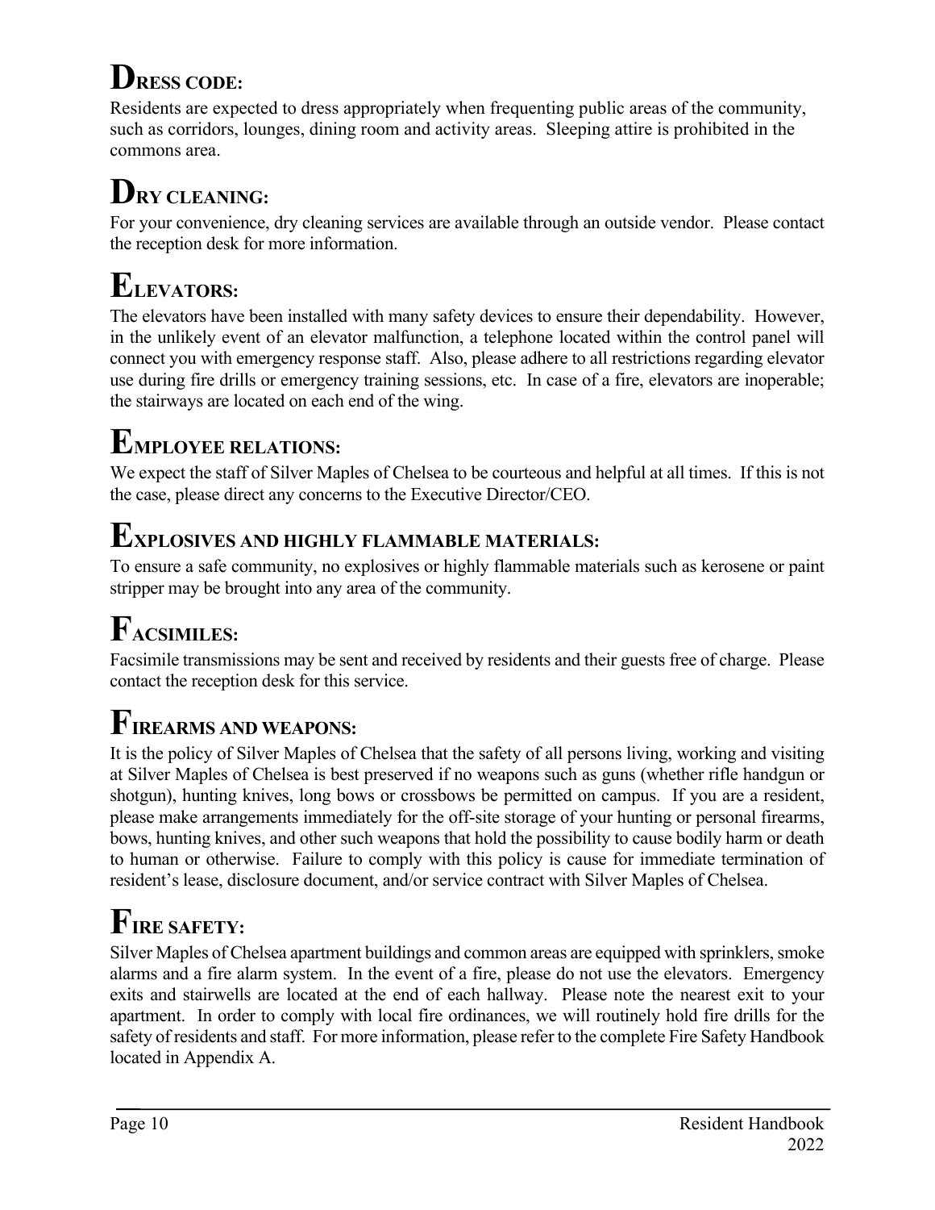## DRESS CODE:

Residents are expected to dress appropriately when frequenting public areas of the community, such as corridors, lounges, dining room and activity areas. Sleeping attire is prohibited in the commons area.

## DRY CLEANING:

For your convenience, dry cleaning services are available through an outside vendor. Please contact the reception desk for more information.

## ELEVATORS:

The elevators have been installed with many safety devices to ensure their dependability. However, in the unlikely event of an elevator malfunction, a telephone located within the control panel will connect you with emergency response staff. Also, please adhere to all restrictions regarding elevator use during fire drills or emergency training sessions, etc. In case of a fire, elevators are inoperable; the stairways are located on each end of the wing.

## EMPLOYEE RELATIONS:

We expect the staff of Silver Maples of Chelsea to be courteous and helpful at all times. If this is not the case, please direct any concerns to the Executive Director/CEO.

## EXPLOSIVES AND HIGHLY FLAMMABLE MATERIALS:

To ensure a safe community, no explosives or highly flammable materials such as kerosene or paint stripper may be brought into any area of the community.

## FACSIMILES:

Facsimile transmissions may be sent and received by residents and their guests free of charge. Please contact the reception desk for this service.

## FIREARMS AND WEAPONS:

It is the policy of Silver Maples of Chelsea that the safety of all persons living, working and visiting at Silver Maples of Chelsea is best preserved if no weapons such as guns (whether rifle handgun or shotgun), hunting knives, long bows or crossbows be permitted on campus. If you are a resident, please make arrangements immediately for the off-site storage of your hunting or personal firearms, bows, hunting knives, and other such weapons that hold the possibility to cause bodily harm or death to human or otherwise. Failure to comply with this policy is cause for immediate termination of resident's lease, disclosure document, and/or service contract with Silver Maples of Chelsea.

## FIRE SAFETY:

Silver Maples of Chelsea apartment buildings and common areas are equipped with sprinklers, smoke alarms and a fire alarm system. In the event of a fire, please do not use the elevators. Emergency exits and stairwells are located at the end of each hallway. Please note the nearest exit to your apartment. In order to comply with local fire ordinances, we will routinely hold fire drills for the safety of residents and staff. For more information, please refer to the complete Fire Safety Handbook located in Appendix A.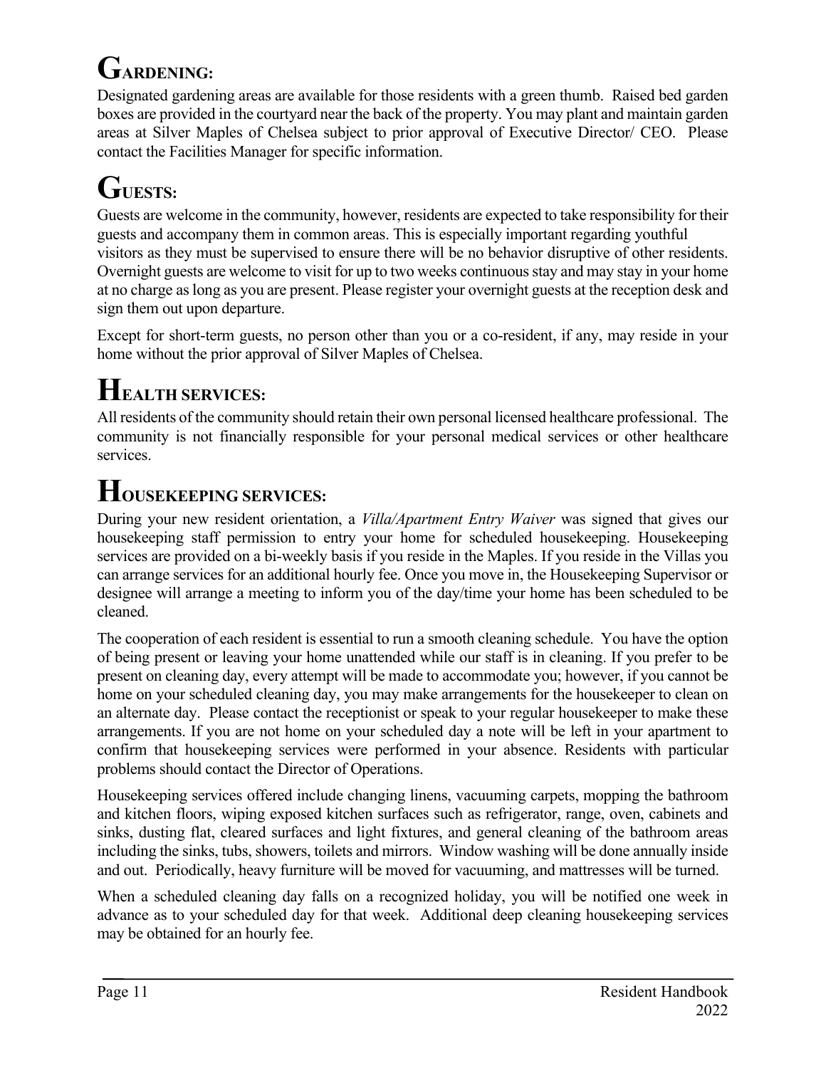## GARDENING:

Designated gardening areas are available for those residents with a green thumb. Raised bed garden boxes are provided in the courtyard near the back of the property. You may plant and maintain garden areas at Silver Maples of Chelsea subject to prior approval of Executive Director/ CEO. Please contact the Facilities Manager for specific information.

## GUESTS:

Guests are welcome in the community, however, residents are expected to take responsibility for their guests and accompany them in common areas. This is especially important regarding youthful visitors as they must be supervised to ensure there will be no behavior disruptive of other residents. Overnight guests are welcome to visit for up to two weeks continuous stay and may stay in your home at no charge as long as you are present. Please register your overnight guests at the reception desk and sign them out upon departure.

Except for short-term guests, no person other than you or a co-resident, if any, may reside in your home without the prior approval of Silver Maples of Chelsea.

## HEALTH SERVICES:

All residents of the community should retain their own personal licensed healthcare professional. The community is not financially responsible for your personal medical services or other healthcare services.

## HOUSEKEEPING SERVICES:

During your new resident orientation, a *Villa/Apartment Entry Waiver* was signed that gives our housekeeping staff permission to entry your home for scheduled housekeeping. Housekeeping services are provided on a bi-weekly basis if you reside in the Maples. If you reside in the Villas you can arrange services for an additional hourly fee. Once you move in, the Housekeeping Supervisor or designee will arrange a meeting to inform you of the day/time your home has been scheduled to be cleaned.

The cooperation of each resident is essential to run a smooth cleaning schedule. You have the option of being present or leaving your home unattended while our staff is in cleaning. If you prefer to be present on cleaning day, every attempt will be made to accommodate you; however, if you cannot be home on your scheduled cleaning day, you may make arrangements for the housekeeper to clean on an alternate day. Please contact the receptionist or speak to your regular housekeeper to make these arrangements. If you are not home on your scheduled day a note will be left in your apartment to confirm that housekeeping services were performed in your absence. Residents with particular problems should contact the Director of Operations.

Housekeeping services offered include changing linens, vacuuming carpets, mopping the bathroom and kitchen floors, wiping exposed kitchen surfaces such as refrigerator, range, oven, cabinets and sinks, dusting flat, cleared surfaces and light fixtures, and general cleaning of the bathroom areas including the sinks, tubs, showers, toilets and mirrors. Window washing will be done annually inside and out. Periodically, heavy furniture will be moved for vacuuming, and mattresses will be turned.

When a scheduled cleaning day falls on a recognized holiday, you will be notified one week in advance as to your scheduled day for that week. Additional deep cleaning housekeeping services may be obtained for an hourly fee.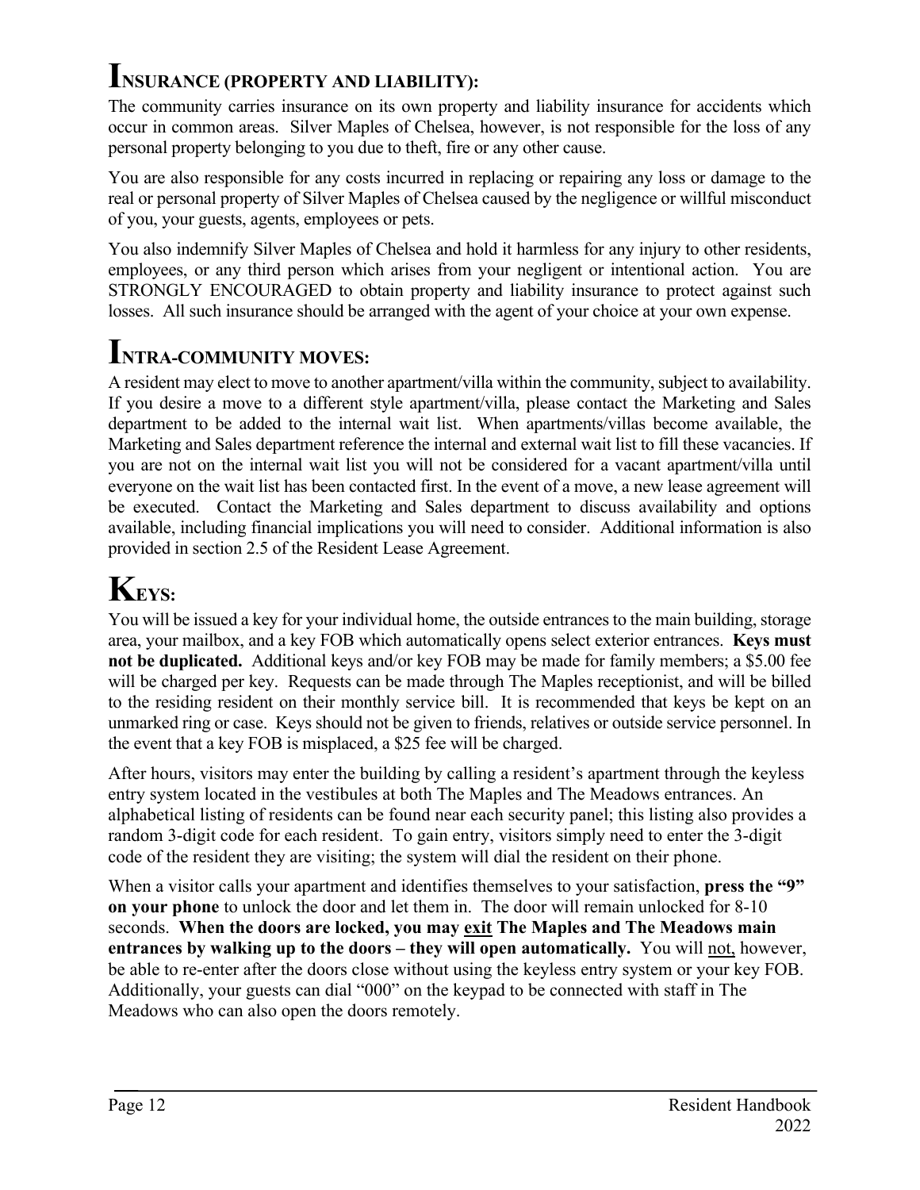## INSURANCE (PROPERTY AND LIABILITY):

The community carries insurance on its own property and liability insurance for accidents which occur in common areas. Silver Maples of Chelsea, however, is not responsible for the loss of any personal property belonging to you due to theft, fire or any other cause.

You are also responsible for any costs incurred in replacing or repairing any loss or damage to the real or personal property of Silver Maples of Chelsea caused by the negligence or willful misconduct of you, your guests, agents, employees or pets.

You also indemnify Silver Maples of Chelsea and hold it harmless for any injury to other residents, employees, or any third person which arises from your negligent or intentional action. You are STRONGLY ENCOURAGED to obtain property and liability insurance to protect against such losses. All such insurance should be arranged with the agent of your choice at your own expense.

## INTRA-COMMUNITY MOVES:

A resident may elect to move to another apartment/villa within the community, subject to availability. If you desire a move to a different style apartment/villa, please contact the Marketing and Sales department to be added to the internal wait list. When apartments/villas become available, the Marketing and Sales department reference the internal and external wait list to fill these vacancies. If you are not on the internal wait list you will not be considered for a vacant apartment/villa until everyone on the wait list has been contacted first. In the event of a move, a new lease agreement will be executed. Contact the Marketing and Sales department to discuss availability and options available, including financial implications you will need to consider. Additional information is also provided in section 2.5 of the Resident Lease Agreement.

## KEYS:

You will be issued a key for your individual home, the outside entrances to the main building, storage area, your mailbox, and a key FOB which automatically opens select exterior entrances. **Keys must not be duplicated.** Additional keys and/or key FOB may be made for family members; a $5.00 fee will be charged per key. Requests can be made through The Maples receptionist, and will be billed to the residing resident on their monthly service bill. It is recommended that keys be kept on an unmarked ring or case. Keys should not be given to friends, relatives or outside service personnel. In the event that a key FOB is misplaced, a $25 fee will be charged.

After hours, visitors may enter the building by calling a resident's apartment through the keyless entry system located in the vestibules at both The Maples and The Meadows entrances. An alphabetical listing of residents can be found near each security panel; this listing also provides a random 3-digit code for each resident. To gain entry, visitors simply need to enter the 3-digit code of the resident they are visiting; the system will dial the resident on their phone.

When a visitor calls your apartment and identifies themselves to your satisfaction, **press the "9" on your phone** to unlock the door and let them in. The door will remain unlocked for 8-10 seconds. **When the doors are locked, you may exit The Maples and The Meadows main entrances by walking up to the doors – they will open automatically.** You will not, however, be able to re-enter after the doors close without using the keyless entry system or your key FOB. Additionally, your guests can dial "000" on the keypad to be connected with staff in The Meadows who can also open the doors remotely.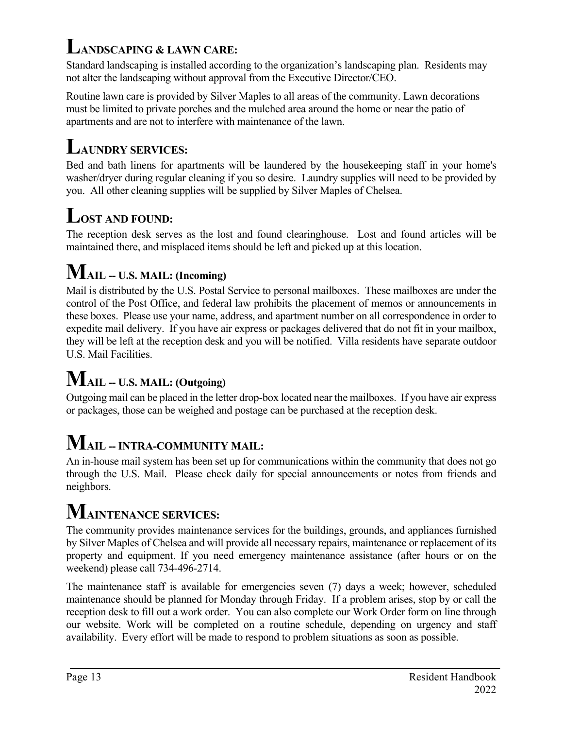## LANDSCAPING & LAWN CARE:

Standard landscaping is installed according to the organization's landscaping plan. Residents may not alter the landscaping without approval from the Executive Director/CEO.

Routine lawn care is provided by Silver Maples to all areas of the community. Lawn decorations must be limited to private porches and the mulched area around the home or near the patio of apartments and are not to interfere with maintenance of the lawn.

## LAUNDRY SERVICES:

Bed and bath linens for apartments will be laundered by the housekeeping staff in your home's washer/dryer during regular cleaning if you so desire. Laundry supplies will need to be provided by you. All other cleaning supplies will be supplied by Silver Maples of Chelsea.

## LOST AND FOUND:

The reception desk serves as the lost and found clearinghouse. Lost and found articles will be maintained there, and misplaced items should be left and picked up at this location.

## MAIL -- U.S. MAIL: (Incoming)

Mail is distributed by the U.S. Postal Service to personal mailboxes. These mailboxes are under the control of the Post Office, and federal law prohibits the placement of memos or announcements in these boxes. Please use your name, address, and apartment number on all correspondence in order to expedite mail delivery. If you have air express or packages delivered that do not fit in your mailbox, they will be left at the reception desk and you will be notified. Villa residents have separate outdoor U.S. Mail Facilities.

## MAIL -- U.S. MAIL: (Outgoing)

Outgoing mail can be placed in the letter drop-box located near the mailboxes. If you have air express or packages, those can be weighed and postage can be purchased at the reception desk.

## MAIL -- INTRA-COMMUNITY MAIL:

An in-house mail system has been set up for communications within the community that does not go through the U.S. Mail. Please check daily for special announcements or notes from friends and neighbors.

## MAINTENANCE SERVICES:

The community provides maintenance services for the buildings, grounds, and appliances furnished by Silver Maples of Chelsea and will provide all necessary repairs, maintenance or replacement of its property and equipment. If you need emergency maintenance assistance (after hours or on the weekend) please call 734-496-2714.

The maintenance staff is available for emergencies seven (7) days a week; however, scheduled maintenance should be planned for Monday through Friday. If a problem arises, stop by or call the reception desk to fill out a work order. You can also complete our Work Order form on line through our website. Work will be completed on a routine schedule, depending on urgency and staff availability. Every effort will be made to respond to problem situations as soon as possible.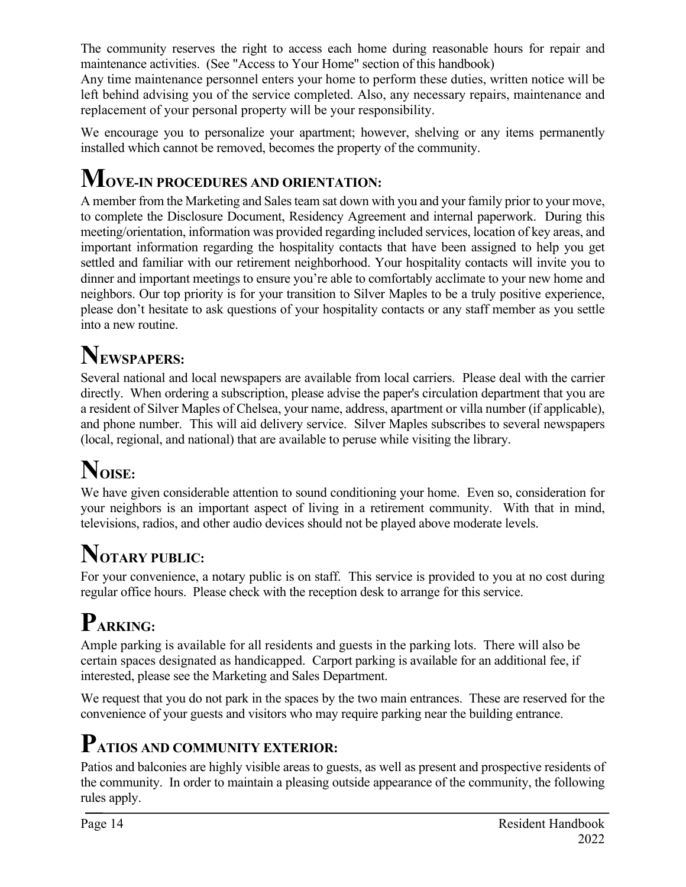The community reserves the right to access each home during reasonable hours for repair and maintenance activities. (See "Access to Your Home" section of this handbook)

Any time maintenance personnel enters your home to perform these duties, written notice will be left behind advising you of the service completed. Also, any necessary repairs, maintenance and replacement of your personal property will be your responsibility.

We encourage you to personalize your apartment; however, shelving or any items permanently installed which cannot be removed, becomes the property of the community.

# MOVE-IN PROCEDURES AND ORIENTATION:

A member from the Marketing and Sales team sat down with you and your family prior to your move, to complete the Disclosure Document, Residency Agreement and internal paperwork. During this meeting/orientation, information was provided regarding included services, location of key areas, and important information regarding the hospitality contacts that have been assigned to help you get settled and familiar with our retirement neighborhood. Your hospitality contacts will invite you to dinner and important meetings to ensure you're able to comfortably acclimate to your new home and neighbors. Our top priority is for your transition to Silver Maples to be a truly positive experience, please don't hesitate to ask questions of your hospitality contacts or any staff member as you settle into a new routine.

# NEWSPAPERS:

Several national and local newspapers are available from local carriers. Please deal with the carrier directly. When ordering a subscription, please advise the paper's circulation department that you are a resident of Silver Maples of Chelsea, your name, address, apartment or villa number (if applicable), and phone number. This will aid delivery service. Silver Maples subscribes to several newspapers (local, regional, and national) that are available to peruse while visiting the library.

# NOISE:

We have given considerable attention to sound conditioning your home. Even so, consideration for your neighbors is an important aspect of living in a retirement community. With that in mind, televisions, radios, and other audio devices should not be played above moderate levels.

# NOTARY PUBLIC:

For your convenience, a notary public is on staff. This service is provided to you at no cost during regular office hours. Please check with the reception desk to arrange for this service.

# PARKING:

Ample parking is available for all residents and guests in the parking lots. There will also be certain spaces designated as handicapped. Carport parking is available for an additional fee, if interested, please see the Marketing and Sales Department.

We request that you do not park in the spaces by the two main entrances. These are reserved for the convenience of your guests and visitors who may require parking near the building entrance.

# PATIOS AND COMMUNITY EXTERIOR:

Patios and balconies are highly visible areas to guests, as well as present and prospective residents of the community. In order to maintain a pleasing outside appearance of the community, the following rules apply.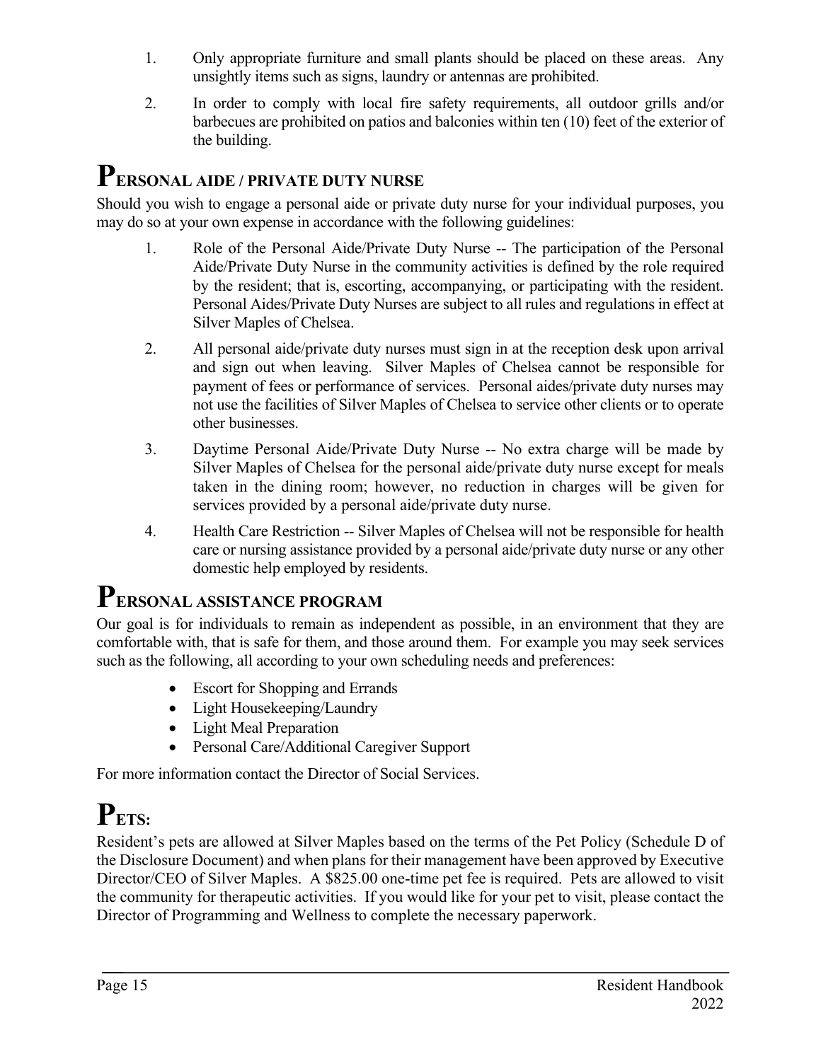1. Only appropriate furniture and small plants should be placed on these areas. Any unsightly items such as signs, laundry or antennas are prohibited.
2. In order to comply with local fire safety requirements, all outdoor grills and/or barbecues are prohibited on patios and balconies within ten (10) feet of the exterior of the building.

## PERSONAL AIDE / PRIVATE DUTY NURSE

Should you wish to engage a personal aide or private duty nurse for your individual purposes, you may do so at your own expense in accordance with the following guidelines:

1. Role of the Personal Aide/Private Duty Nurse -- The participation of the Personal Aide/Private Duty Nurse in the community activities is defined by the role required by the resident; that is, escorting, accompanying, or participating with the resident. Personal Aides/Private Duty Nurses are subject to all rules and regulations in effect at Silver Maples of Chelsea.
2. All personal aide/private duty nurses must sign in at the reception desk upon arrival and sign out when leaving. Silver Maples of Chelsea cannot be responsible for payment of fees or performance of services. Personal aides/private duty nurses may not use the facilities of Silver Maples of Chelsea to service other clients or to operate other businesses.
3. Daytime Personal Aide/Private Duty Nurse -- No extra charge will be made by Silver Maples of Chelsea for the personal aide/private duty nurse except for meals taken in the dining room; however, no reduction in charges will be given for services provided by a personal aide/private duty nurse.
4. Health Care Restriction -- Silver Maples of Chelsea will not be responsible for health care or nursing assistance provided by a personal aide/private duty nurse or any other domestic help employed by residents.

## PERSONAL ASSISTANCE PROGRAM

Our goal is for individuals to remain as independent as possible, in an environment that they are comfortable with, that is safe for them, and those around them. For example you may seek services such as the following, all according to your own scheduling needs and preferences:

- Escort for Shopping and Errands
- Light Housekeeping/Laundry
- Light Meal Preparation
- Personal Care/Additional Caregiver Support

For more information contact the Director of Social Services.

## PETS:

Resident's pets are allowed at Silver Maples based on the terms of the Pet Policy (Schedule D of the Disclosure Document) and when plans for their management have been approved by Executive Director/CEO of Silver Maples. A $825.00 one-time pet fee is required. Pets are allowed to visit the community for therapeutic activities. If you would like for your pet to visit, please contact the Director of Programming and Wellness to complete the necessary paperwork.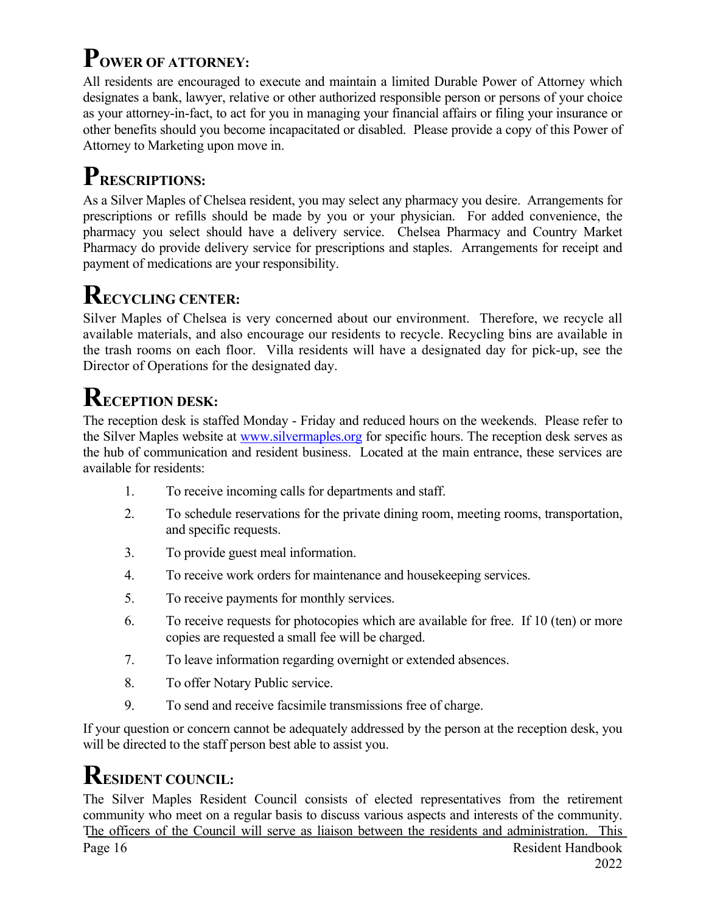## POWER OF ATTORNEY:

All residents are encouraged to execute and maintain a limited Durable Power of Attorney which designates a bank, lawyer, relative or other authorized responsible person or persons of your choice as your attorney-in-fact, to act for you in managing your financial affairs or filing your insurance or other benefits should you become incapacitated or disabled. Please provide a copy of this Power of Attorney to Marketing upon move in.

## PRESCRIPTIONS:

As a Silver Maples of Chelsea resident, you may select any pharmacy you desire. Arrangements for prescriptions or refills should be made by you or your physician. For added convenience, the pharmacy you select should have a delivery service. Chelsea Pharmacy and Country Market Pharmacy do provide delivery service for prescriptions and staples. Arrangements for receipt and payment of medications are your responsibility.

## RECYCLING CENTER:

Silver Maples of Chelsea is very concerned about our environment. Therefore, we recycle all available materials, and also encourage our residents to recycle. Recycling bins are available in the trash rooms on each floor. Villa residents will have a designated day for pick-up, see the Director of Operations for the designated day.

## RECEPTION DESK:

The reception desk is staffed Monday - Friday and reduced hours on the weekends. Please refer to the Silver Maples website at www.silvermaples.org for specific hours. The reception desk serves as the hub of communication and resident business. Located at the main entrance, these services are available for residents:

1. To receive incoming calls for departments and staff.
2. To schedule reservations for the private dining room, meeting rooms, transportation, and specific requests.
3. To provide guest meal information.
4. To receive work orders for maintenance and housekeeping services.
5. To receive payments for monthly services.
6. To receive requests for photocopies which are available for free. If 10 (ten) or more copies are requested a small fee will be charged.
7. To leave information regarding overnight or extended absences.
8. To offer Notary Public service.
9. To send and receive facsimile transmissions free of charge.

If your question or concern cannot be adequately addressed by the person at the reception desk, you will be directed to the staff person best able to assist you.

## RESIDENT COUNCIL:

The Silver Maples Resident Council consists of elected representatives from the retirement community who meet on a regular basis to discuss various aspects and interests of the community. The officers of the Council will serve as liaison between the residents and administration. This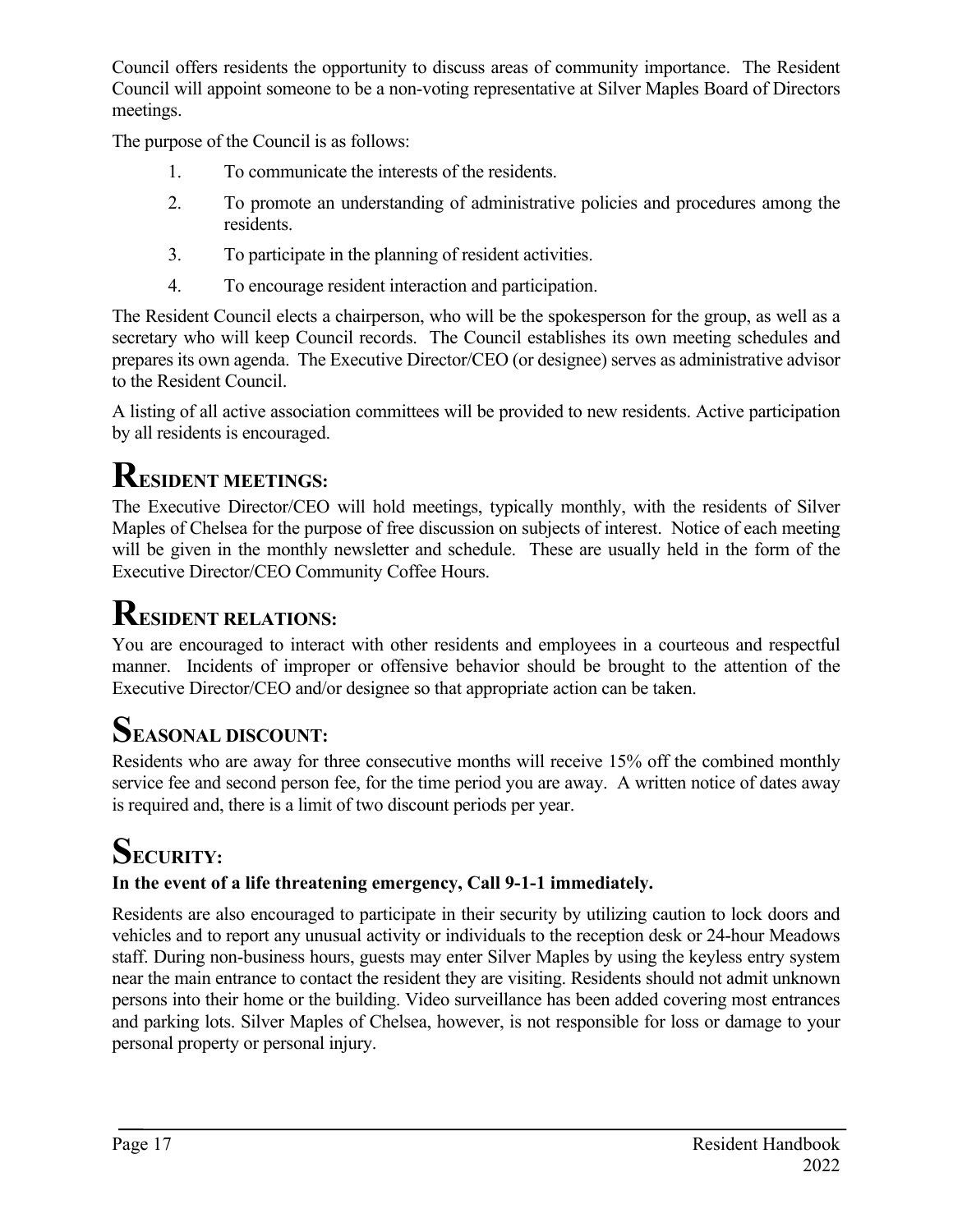Council offers residents the opportunity to discuss areas of community importance. The Resident Council will appoint someone to be a non-voting representative at Silver Maples Board of Directors meetings.

The purpose of the Council is as follows:

1. To communicate the interests of the residents.
2. To promote an understanding of administrative policies and procedures among the residents.
3. To participate in the planning of resident activities.
4. To encourage resident interaction and participation.

The Resident Council elects a chairperson, who will be the spokesperson for the group, as well as a secretary who will keep Council records. The Council establishes its own meeting schedules and prepares its own agenda. The Executive Director/CEO (or designee) serves as administrative advisor to the Resident Council.

A listing of all active association committees will be provided to new residents. Active participation by all residents is encouraged.

# RESIDENT MEETINGS:

The Executive Director/CEO will hold meetings, typically monthly, with the residents of Silver Maples of Chelsea for the purpose of free discussion on subjects of interest. Notice of each meeting will be given in the monthly newsletter and schedule. These are usually held in the form of the Executive Director/CEO Community Coffee Hours.

# RESIDENT RELATIONS:

You are encouraged to interact with other residents and employees in a courteous and respectful manner. Incidents of improper or offensive behavior should be brought to the attention of the Executive Director/CEO and/or designee so that appropriate action can be taken.

# SEASONAL DISCOUNT:

Residents who are away for three consecutive months will receive 15% off the combined monthly service fee and second person fee, for the time period you are away. A written notice of dates away is required and, there is a limit of two discount periods per year.

# SECURITY:

**In the event of a life threatening emergency, Call 9-1-1 immediately.**

Residents are also encouraged to participate in their security by utilizing caution to lock doors and vehicles and to report any unusual activity or individuals to the reception desk or 24-hour Meadows staff. During non-business hours, guests may enter Silver Maples by using the keyless entry system near the main entrance to contact the resident they are visiting. Residents should not admit unknown persons into their home or the building. Video surveillance has been added covering most entrances and parking lots. Silver Maples of Chelsea, however, is not responsible for loss or damage to your personal property or personal injury.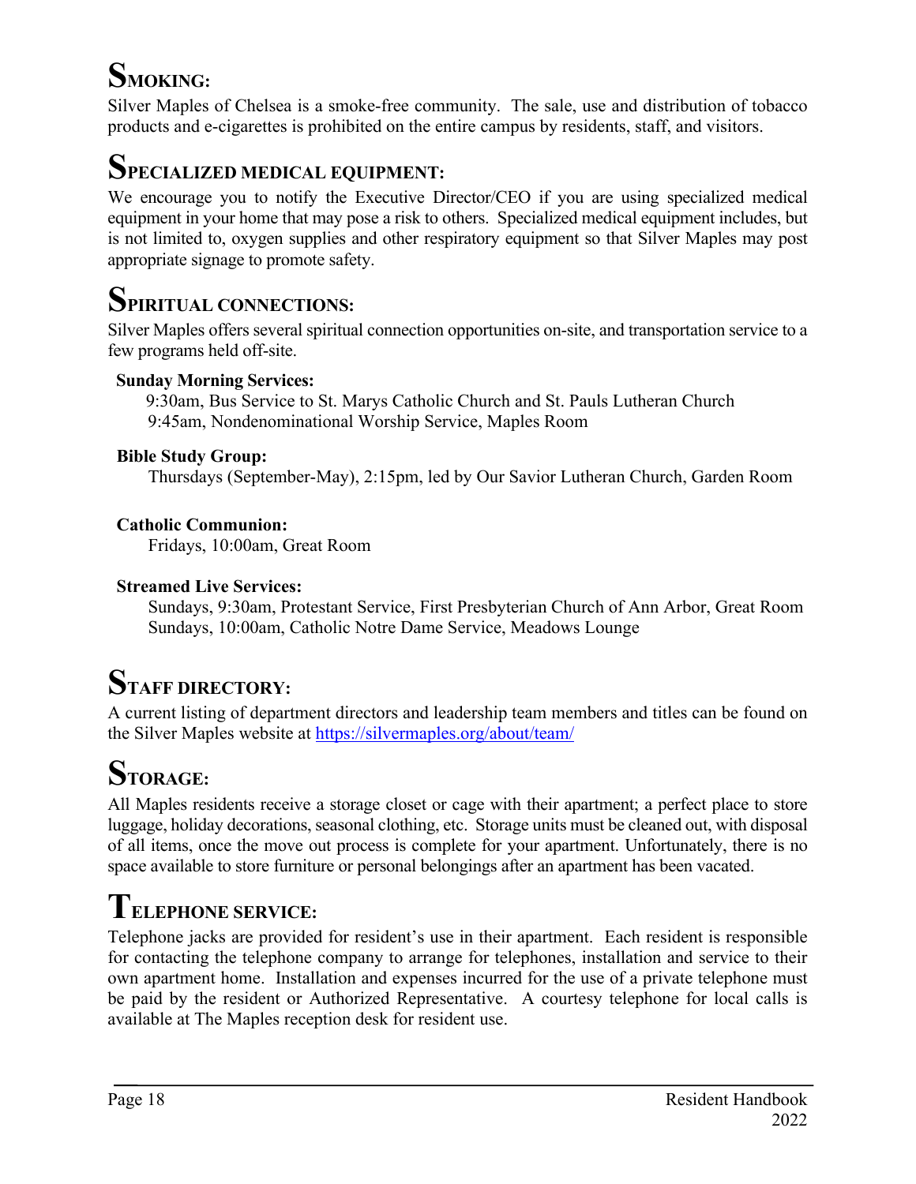## SMOKING:

Silver Maples of Chelsea is a smoke-free community. The sale, use and distribution of tobacco products and e-cigarettes is prohibited on the entire campus by residents, staff, and visitors.

## SPECIALIZED MEDICAL EQUIPMENT:

We encourage you to notify the Executive Director/CEO if you are using specialized medical equipment in your home that may pose a risk to others. Specialized medical equipment includes, but is not limited to, oxygen supplies and other respiratory equipment so that Silver Maples may post appropriate signage to promote safety.

## SPIRITUAL CONNECTIONS:

Silver Maples offers several spiritual connection opportunities on-site, and transportation service to a few programs held off-site.

**Sunday Morning Services:**

9:30am, Bus Service to St. Marys Catholic Church and St. Pauls Lutheran Church
9:45am, Nondenominational Worship Service, Maples Room

**Bible Study Group:**

Thursdays (September-May), 2:15pm, led by Our Savior Lutheran Church, Garden Room

**Catholic Communion:**

Fridays, 10:00am, Great Room

**Streamed Live Services:**

Sundays, 9:30am, Protestant Service, First Presbyterian Church of Ann Arbor, Great Room
Sundays, 10:00am, Catholic Notre Dame Service, Meadows Lounge

## STAFF DIRECTORY:

A current listing of department directors and leadership team members and titles can be found on the Silver Maples website at https://silvermaples.org/about/team/

## STORAGE:

All Maples residents receive a storage closet or cage with their apartment; a perfect place to store luggage, holiday decorations, seasonal clothing, etc. Storage units must be cleaned out, with disposal of all items, once the move out process is complete for your apartment. Unfortunately, there is no space available to store furniture or personal belongings after an apartment has been vacated.

## TELEPHONE SERVICE:

Telephone jacks are provided for resident's use in their apartment. Each resident is responsible for contacting the telephone company to arrange for telephones, installation and service to their own apartment home. Installation and expenses incurred for the use of a private telephone must be paid by the resident or Authorized Representative. A courtesy telephone for local calls is available at The Maples reception desk for resident use.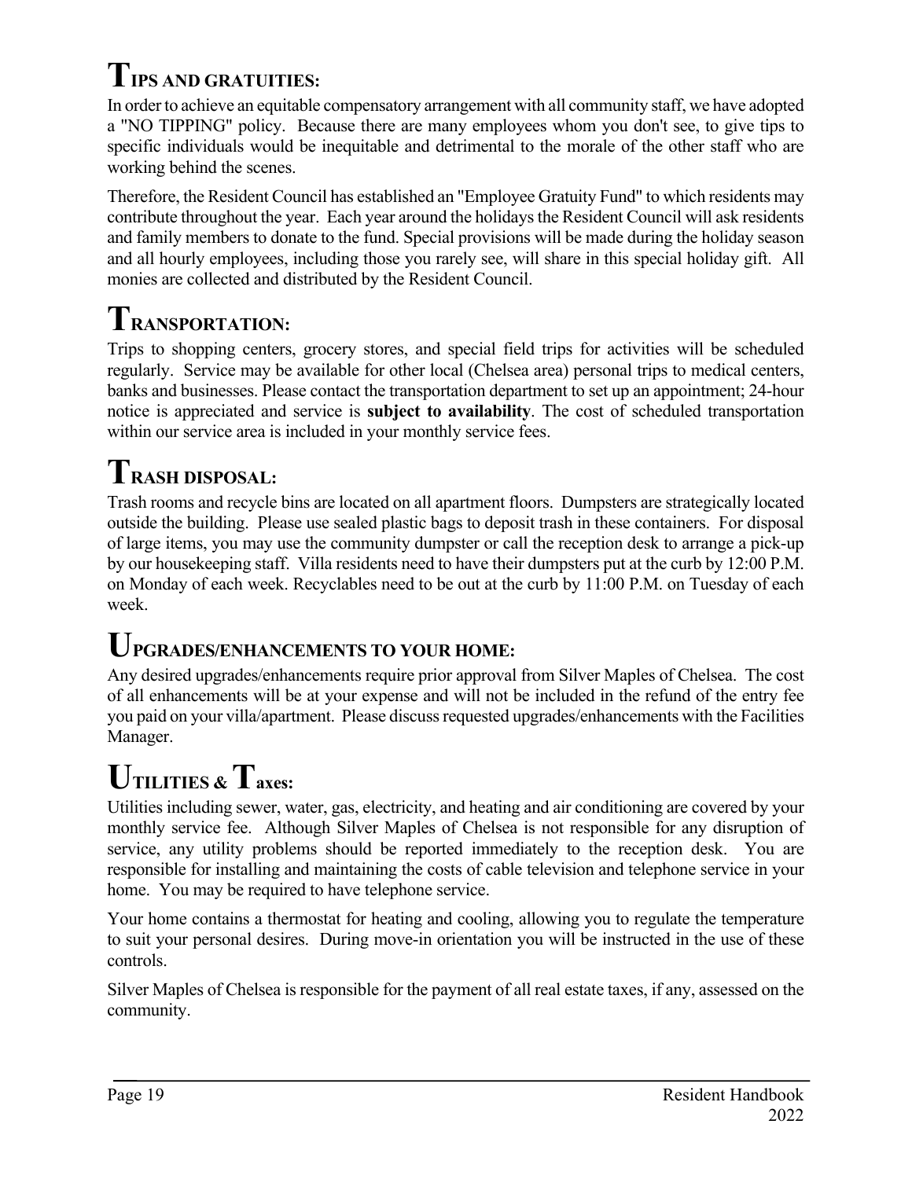## TIPS AND GRATUITIES:

In order to achieve an equitable compensatory arrangement with all community staff, we have adopted a "NO TIPPING" policy. Because there are many employees whom you don't see, to give tips to specific individuals would be inequitable and detrimental to the morale of the other staff who are working behind the scenes.

Therefore, the Resident Council has established an "Employee Gratuity Fund" to which residents may contribute throughout the year. Each year around the holidays the Resident Council will ask residents and family members to donate to the fund. Special provisions will be made during the holiday season and all hourly employees, including those you rarely see, will share in this special holiday gift. All monies are collected and distributed by the Resident Council.

## TRANSPORTATION:

Trips to shopping centers, grocery stores, and special field trips for activities will be scheduled regularly. Service may be available for other local (Chelsea area) personal trips to medical centers, banks and businesses. Please contact the transportation department to set up an appointment; 24-hour notice is appreciated and service is **subject to availability**. The cost of scheduled transportation within our service area is included in your monthly service fees.

## TRASH DISPOSAL:

Trash rooms and recycle bins are located on all apartment floors. Dumpsters are strategically located outside the building. Please use sealed plastic bags to deposit trash in these containers. For disposal of large items, you may use the community dumpster or call the reception desk to arrange a pick-up by our housekeeping staff. Villa residents need to have their dumpsters put at the curb by 12:00 P.M. on Monday of each week. Recyclables need to be out at the curb by 11:00 P.M. on Tuesday of each week.

## UPGRADES/ENHANCEMENTS TO YOUR HOME:

Any desired upgrades/enhancements require prior approval from Silver Maples of Chelsea. The cost of all enhancements will be at your expense and will not be included in the refund of the entry fee you paid on your villa/apartment. Please discuss requested upgrades/enhancements with the Facilities Manager.

## UTILITIES & Taxes:

Utilities including sewer, water, gas, electricity, and heating and air conditioning are covered by your monthly service fee. Although Silver Maples of Chelsea is not responsible for any disruption of service, any utility problems should be reported immediately to the reception desk. You are responsible for installing and maintaining the costs of cable television and telephone service in your home. You may be required to have telephone service.

Your home contains a thermostat for heating and cooling, allowing you to regulate the temperature to suit your personal desires. During move-in orientation you will be instructed in the use of these controls.

Silver Maples of Chelsea is responsible for the payment of all real estate taxes, if any, assessed on the community.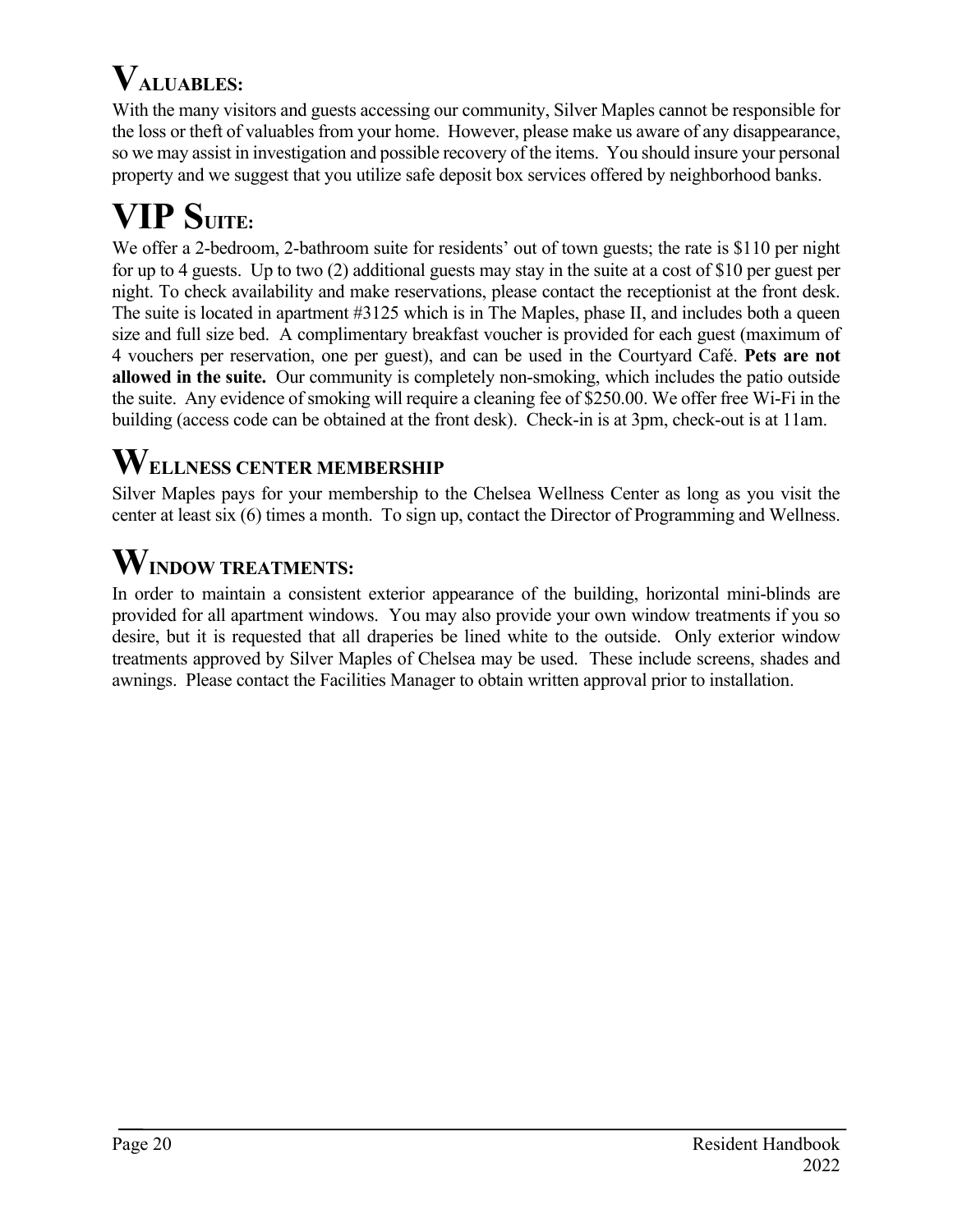## VALUABLES:

With the many visitors and guests accessing our community, Silver Maples cannot be responsible for the loss or theft of valuables from your home. However, please make us aware of any disappearance, so we may assist in investigation and possible recovery of the items. You should insure your personal property and we suggest that you utilize safe deposit box services offered by neighborhood banks.

## VIP SUITE:

We offer a 2-bedroom, 2-bathroom suite for residents' out of town guests; the rate is $110 per night for up to 4 guests. Up to two (2) additional guests may stay in the suite at a cost of $10 per guest per night. To check availability and make reservations, please contact the receptionist at the front desk. The suite is located in apartment #3125 which is in The Maples, phase II, and includes both a queen size and full size bed. A complimentary breakfast voucher is provided for each guest (maximum of 4 vouchers per reservation, one per guest), and can be used in the Courtyard Café. **Pets are not allowed in the suite.** Our community is completely non-smoking, which includes the patio outside the suite. Any evidence of smoking will require a cleaning fee of $250.00. We offer free Wi-Fi in the building (access code can be obtained at the front desk). Check-in is at 3pm, check-out is at 11am.

## WELLNESS CENTER MEMBERSHIP

Silver Maples pays for your membership to the Chelsea Wellness Center as long as you visit the center at least six (6) times a month. To sign up, contact the Director of Programming and Wellness.

## WINDOW TREATMENTS:

In order to maintain a consistent exterior appearance of the building, horizontal mini-blinds are provided for all apartment windows. You may also provide your own window treatments if you so desire, but it is requested that all draperies be lined white to the outside. Only exterior window treatments approved by Silver Maples of Chelsea may be used. These include screens, shades and awnings. Please contact the Facilities Manager to obtain written approval prior to installation.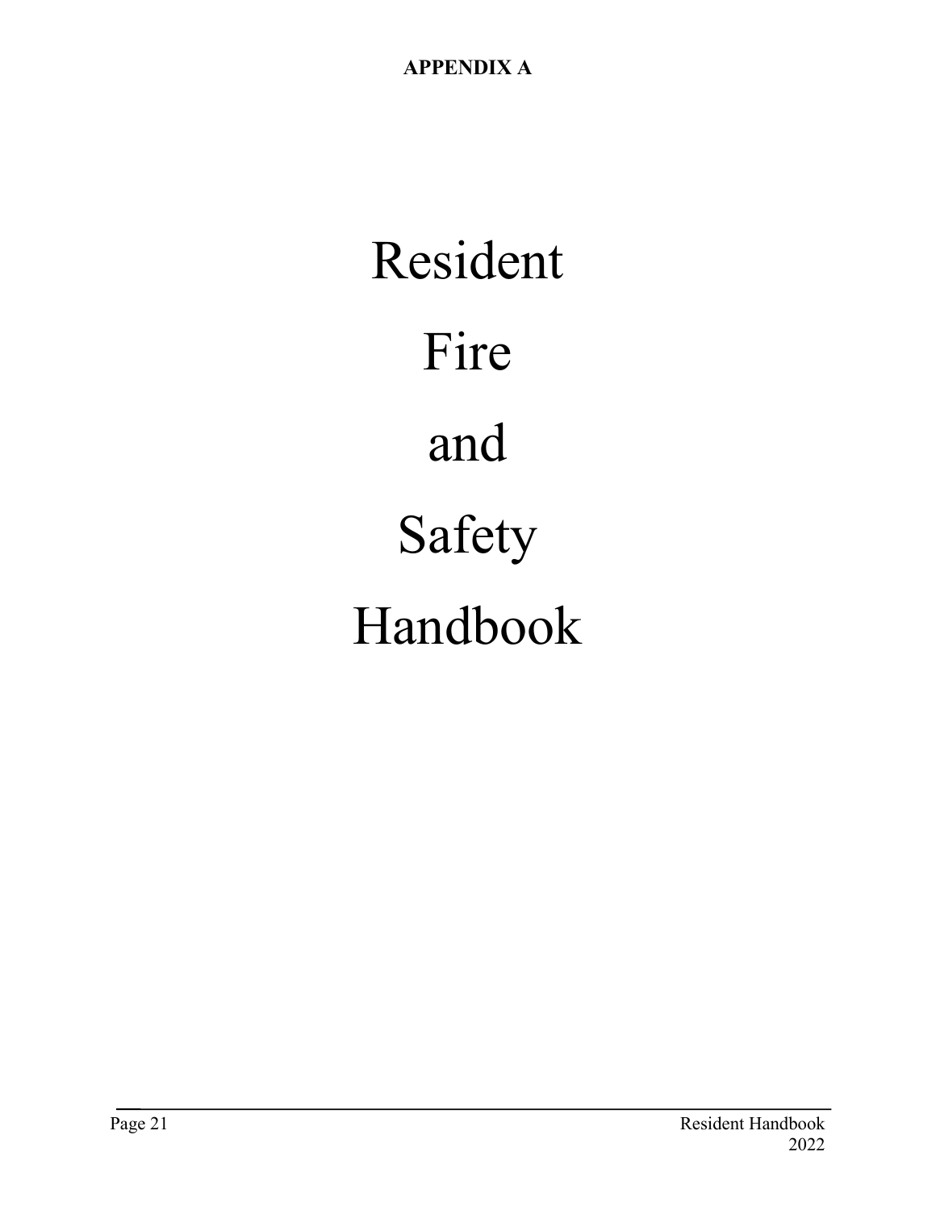**APPENDIX A**

# Resident Fire and Safety Handbook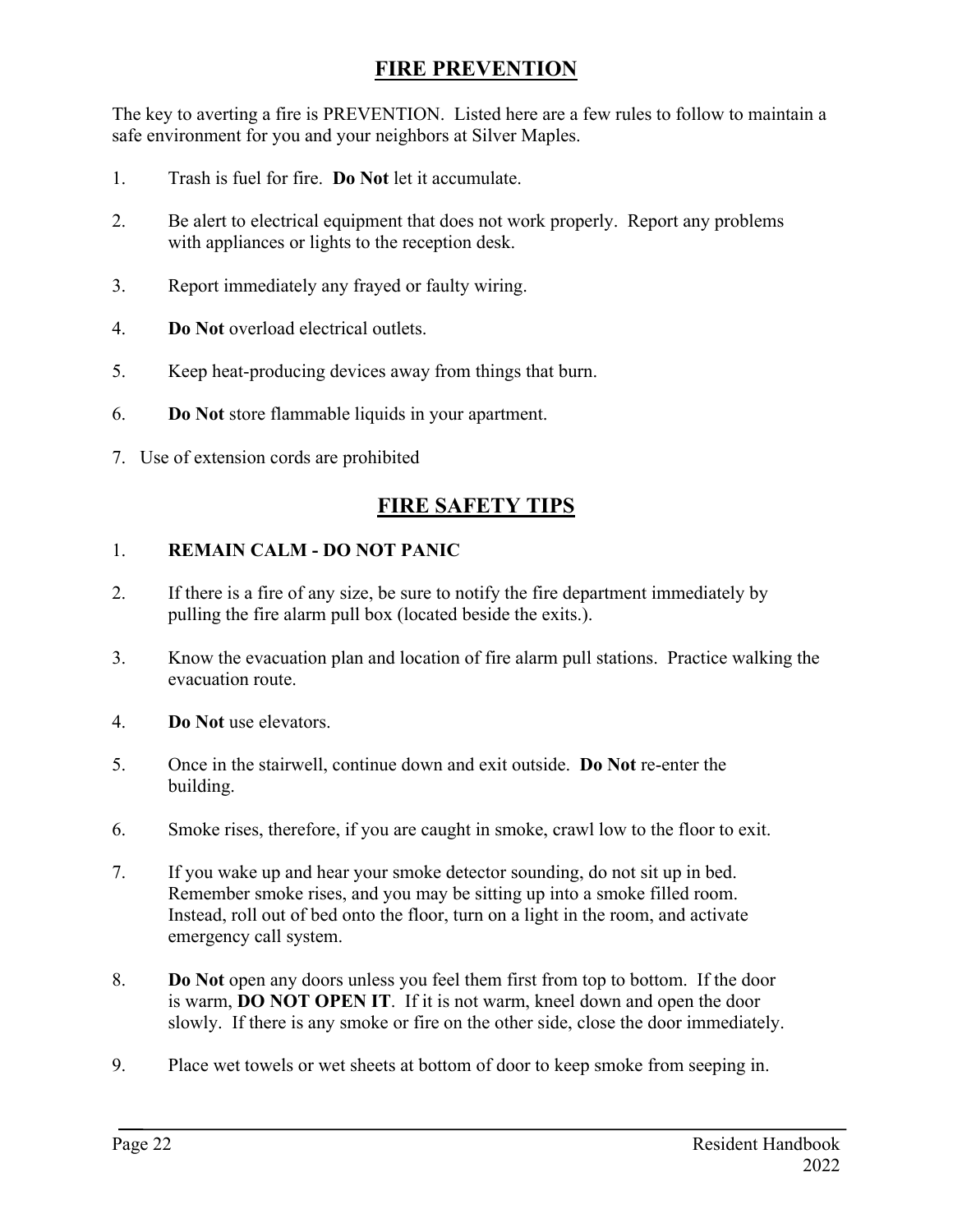## FIRE PREVENTION

The key to averting a fire is PREVENTION. Listed here are a few rules to follow to maintain a safe environment for you and your neighbors at Silver Maples.

1. Trash is fuel for fire. **Do Not** let it accumulate.
2. Be alert to electrical equipment that does not work properly. Report any problems with appliances or lights to the reception desk.
3. Report immediately any frayed or faulty wiring.
4. **Do Not** overload electrical outlets.
5. Keep heat-producing devices away from things that burn.
6. **Do Not** store flammable liquids in your apartment.
7. Use of extension cords are prohibited

## FIRE SAFETY TIPS

1. **REMAIN CALM - DO NOT PANIC**
2. If there is a fire of any size, be sure to notify the fire department immediately by pulling the fire alarm pull box (located beside the exits.).
3. Know the evacuation plan and location of fire alarm pull stations. Practice walking the evacuation route.
4. **Do Not** use elevators.
5. Once in the stairwell, continue down and exit outside. **Do Not** re-enter the building.
6. Smoke rises, therefore, if you are caught in smoke, crawl low to the floor to exit.
7. If you wake up and hear your smoke detector sounding, do not sit up in bed. Remember smoke rises, and you may be sitting up into a smoke filled room. Instead, roll out of bed onto the floor, turn on a light in the room, and activate emergency call system.
8. **Do Not** open any doors unless you feel them first from top to bottom. If the door is warm, **DO NOT OPEN IT**. If it is not warm, kneel down and open the door slowly. If there is any smoke or fire on the other side, close the door immediately.
9. Place wet towels or wet sheets at bottom of door to keep smoke from seeping in.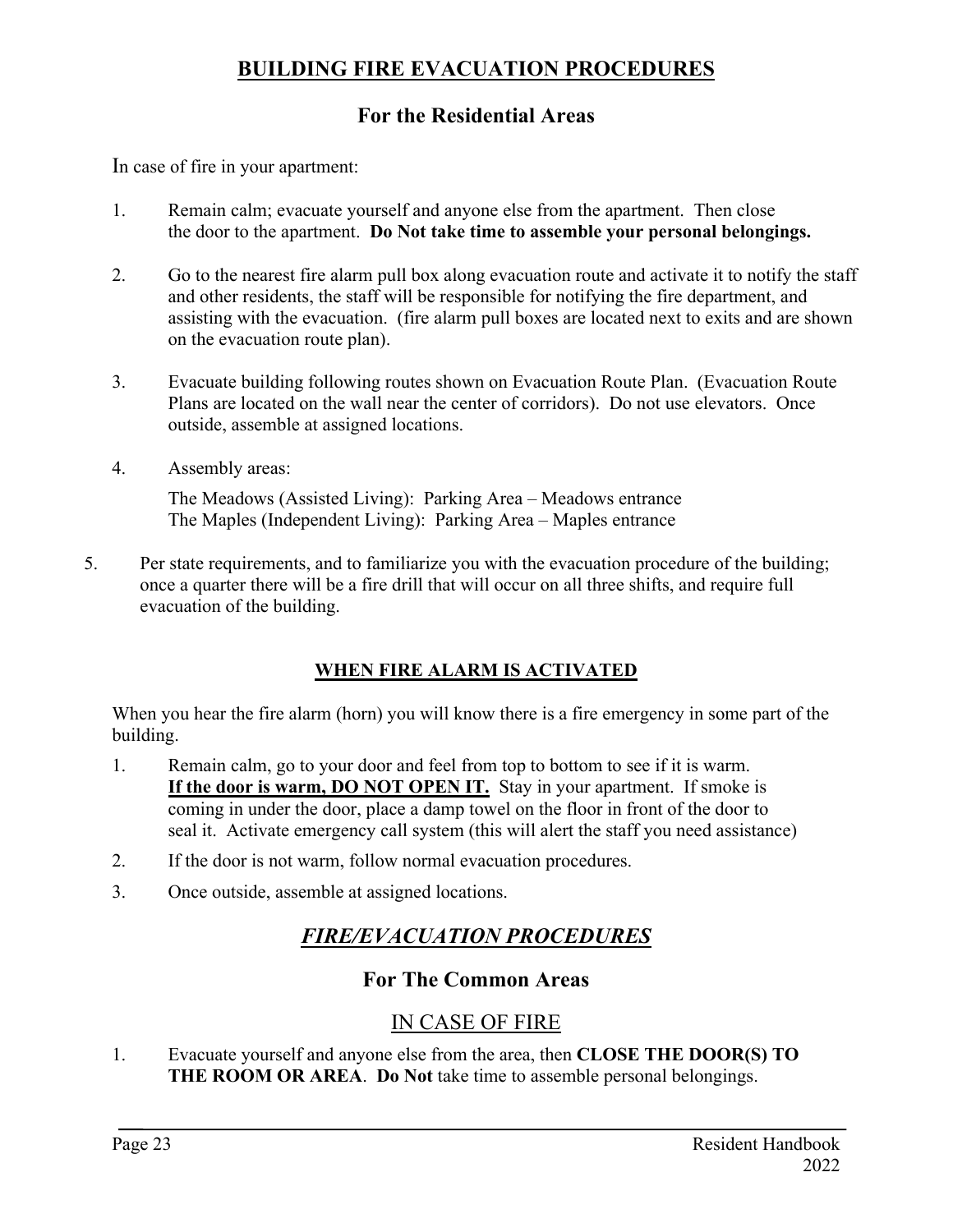# BUILDING FIRE EVACUATION PROCEDURES

## For the Residential Areas

In case of fire in your apartment:

1. Remain calm; evacuate yourself and anyone else from the apartment. Then close the door to the apartment. **Do Not take time to assemble your personal belongings.**

2. Go to the nearest fire alarm pull box along evacuation route and activate it to notify the staff and other residents, the staff will be responsible for notifying the fire department, and assisting with the evacuation. (fire alarm pull boxes are located next to exits and are shown on the evacuation route plan).

3. Evacuate building following routes shown on Evacuation Route Plan. (Evacuation Route Plans are located on the wall near the center of corridors). Do not use elevators. Once outside, assemble at assigned locations.

4. Assembly areas:

   The Meadows (Assisted Living): Parking Area – Meadows entrance
   The Maples (Independent Living): Parking Area – Maples entrance

5. Per state requirements, and to familiarize you with the evacuation procedure of the building; once a quarter there will be a fire drill that will occur on all three shifts, and require full evacuation of the building.

### WHEN FIRE ALARM IS ACTIVATED

When you hear the fire alarm (horn) you will know there is a fire emergency in some part of the building.

1. Remain calm, go to your door and feel from top to bottom to see if it is warm. **If the door is warm, DO NOT OPEN IT.** Stay in your apartment. If smoke is coming in under the door, place a damp towel on the floor in front of the door to seal it. Activate emergency call system (this will alert the staff you need assistance)
2. If the door is not warm, follow normal evacuation procedures.
3. Once outside, assemble at assigned locations.

# *FIRE/EVACUATION PROCEDURES*

## For The Common Areas

### IN CASE OF FIRE

1. Evacuate yourself and anyone else from the area, then **CLOSE THE DOOR(S) TO THE ROOM OR AREA**. **Do Not** take time to assemble personal belongings.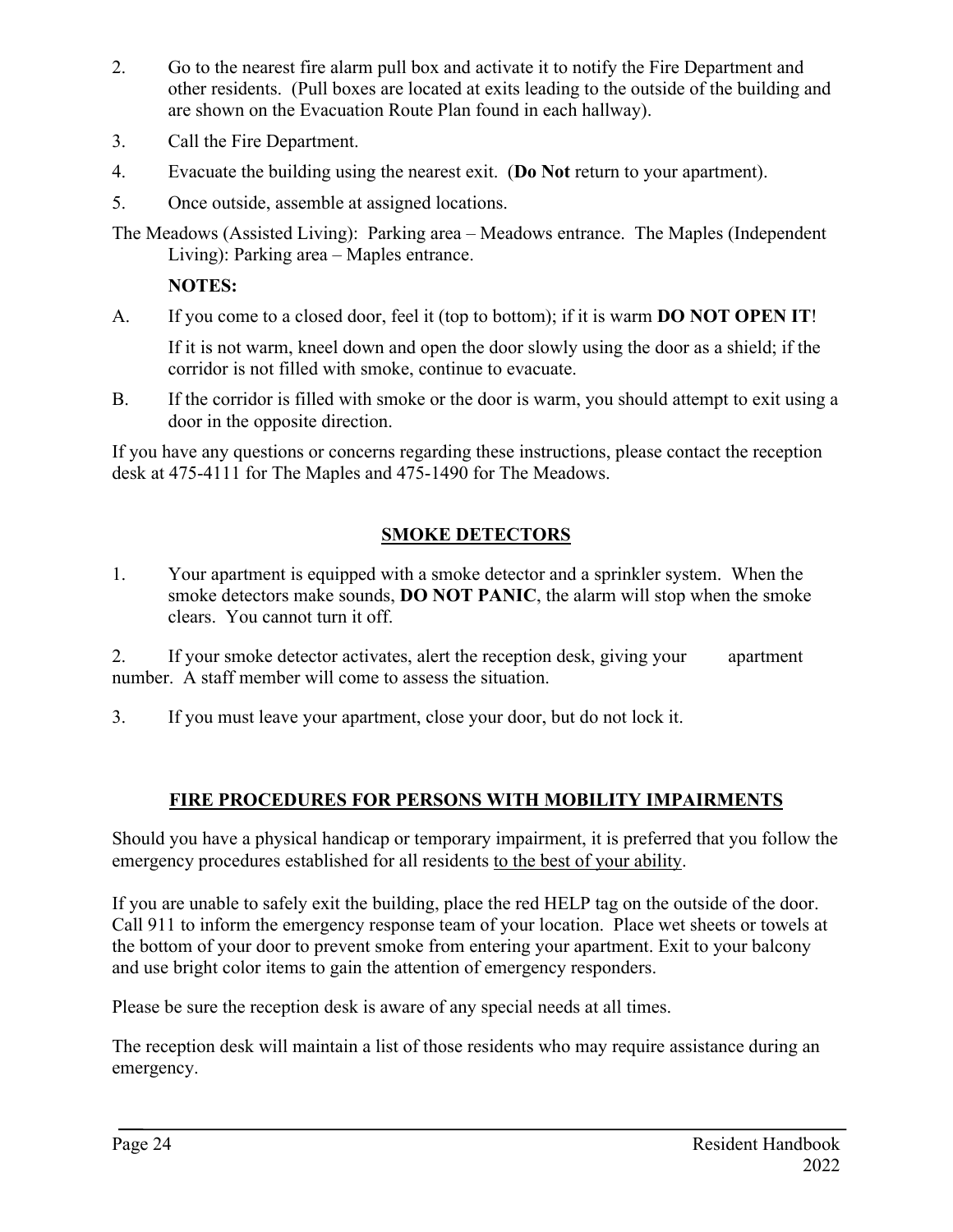2. Go to the nearest fire alarm pull box and activate it to notify the Fire Department and other residents. (Pull boxes are located at exits leading to the outside of the building and are shown on the Evacuation Route Plan found in each hallway).
3. Call the Fire Department.
4. Evacuate the building using the nearest exit. (**Do Not** return to your apartment).
5. Once outside, assemble at assigned locations.

The Meadows (Assisted Living): Parking area – Meadows entrance. The Maples (Independent Living): Parking area – Maples entrance.

**NOTES:**

A. If you come to a closed door, feel it (top to bottom); if it is warm **DO NOT OPEN IT**!

If it is not warm, kneel down and open the door slowly using the door as a shield; if the corridor is not filled with smoke, continue to evacuate.

B. If the corridor is filled with smoke or the door is warm, you should attempt to exit using a door in the opposite direction.

If you have any questions or concerns regarding these instructions, please contact the reception desk at 475-4111 for The Maples and 475-1490 for The Meadows.

## SMOKE DETECTORS

1. Your apartment is equipped with a smoke detector and a sprinkler system. When the smoke detectors make sounds, **DO NOT PANIC**, the alarm will stop when the smoke clears. You cannot turn it off.
2. If your smoke detector activates, alert the reception desk, giving your apartment number. A staff member will come to assess the situation.
3. If you must leave your apartment, close your door, but do not lock it.

## FIRE PROCEDURES FOR PERSONS WITH MOBILITY IMPAIRMENTS

Should you have a physical handicap or temporary impairment, it is preferred that you follow the emergency procedures established for all residents to the best of your ability.

If you are unable to safely exit the building, place the red HELP tag on the outside of the door. Call 911 to inform the emergency response team of your location. Place wet sheets or towels at the bottom of your door to prevent smoke from entering your apartment. Exit to your balcony and use bright color items to gain the attention of emergency responders.

Please be sure the reception desk is aware of any special needs at all times.

The reception desk will maintain a list of those residents who may require assistance during an emergency.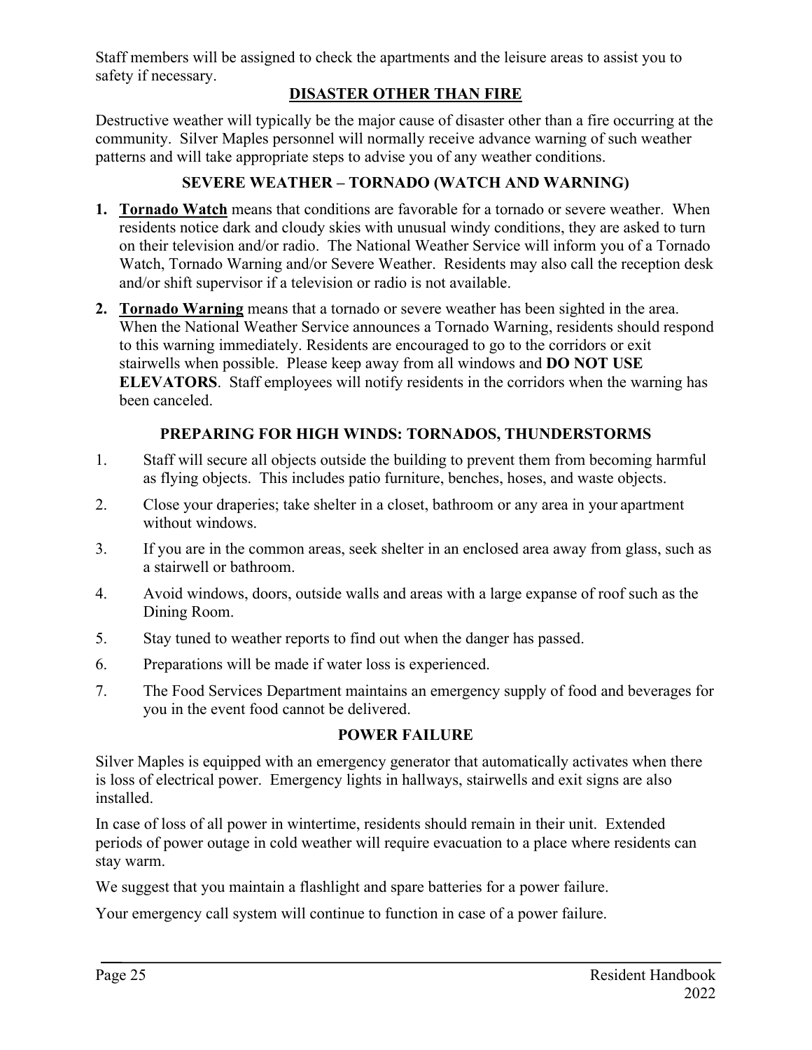Staff members will be assigned to check the apartments and the leisure areas to assist you to safety if necessary.

## DISASTER OTHER THAN FIRE

Destructive weather will typically be the major cause of disaster other than a fire occurring at the community. Silver Maples personnel will normally receive advance warning of such weather patterns and will take appropriate steps to advise you of any weather conditions.

### SEVERE WEATHER – TORNADO (WATCH AND WARNING)

1. **Tornado Watch** means that conditions are favorable for a tornado or severe weather. When residents notice dark and cloudy skies with unusual windy conditions, they are asked to turn on their television and/or radio. The National Weather Service will inform you of a Tornado Watch, Tornado Warning and/or Severe Weather. Residents may also call the reception desk and/or shift supervisor if a television or radio is not available.
2. **Tornado Warning** means that a tornado or severe weather has been sighted in the area. When the National Weather Service announces a Tornado Warning, residents should respond to this warning immediately. Residents are encouraged to go to the corridors or exit stairwells when possible. Please keep away from all windows and **DO NOT USE ELEVATORS**. Staff employees will notify residents in the corridors when the warning has been canceled.

### PREPARING FOR HIGH WINDS: TORNADOS, THUNDERSTORMS

1. Staff will secure all objects outside the building to prevent them from becoming harmful as flying objects. This includes patio furniture, benches, hoses, and waste objects.
2. Close your draperies; take shelter in a closet, bathroom or any area in your apartment without windows.
3. If you are in the common areas, seek shelter in an enclosed area away from glass, such as a stairwell or bathroom.
4. Avoid windows, doors, outside walls and areas with a large expanse of roof such as the Dining Room.
5. Stay tuned to weather reports to find out when the danger has passed.
6. Preparations will be made if water loss is experienced.
7. The Food Services Department maintains an emergency supply of food and beverages for you in the event food cannot be delivered.

### POWER FAILURE

Silver Maples is equipped with an emergency generator that automatically activates when there is loss of electrical power. Emergency lights in hallways, stairwells and exit signs are also installed.

In case of loss of all power in wintertime, residents should remain in their unit. Extended periods of power outage in cold weather will require evacuation to a place where residents can stay warm.

We suggest that you maintain a flashlight and spare batteries for a power failure.

Your emergency call system will continue to function in case of a power failure.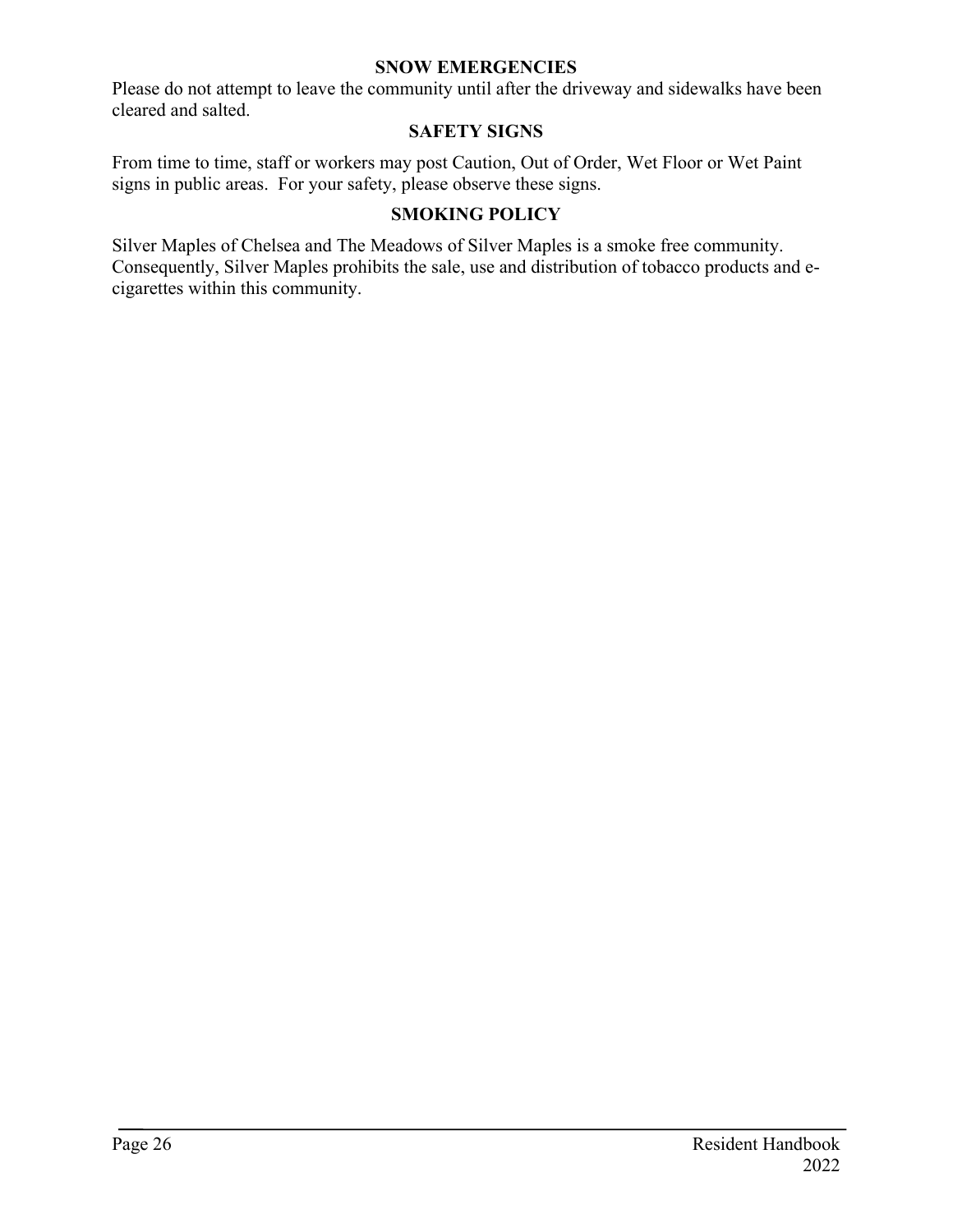## SNOW EMERGENCIES

Please do not attempt to leave the community until after the driveway and sidewalks have been cleared and salted.

## SAFETY SIGNS

From time to time, staff or workers may post Caution, Out of Order, Wet Floor or Wet Paint signs in public areas. For your safety, please observe these signs.

## SMOKING POLICY

Silver Maples of Chelsea and The Meadows of Silver Maples is a smoke free community. Consequently, Silver Maples prohibits the sale, use and distribution of tobacco products and e-cigarettes within this community.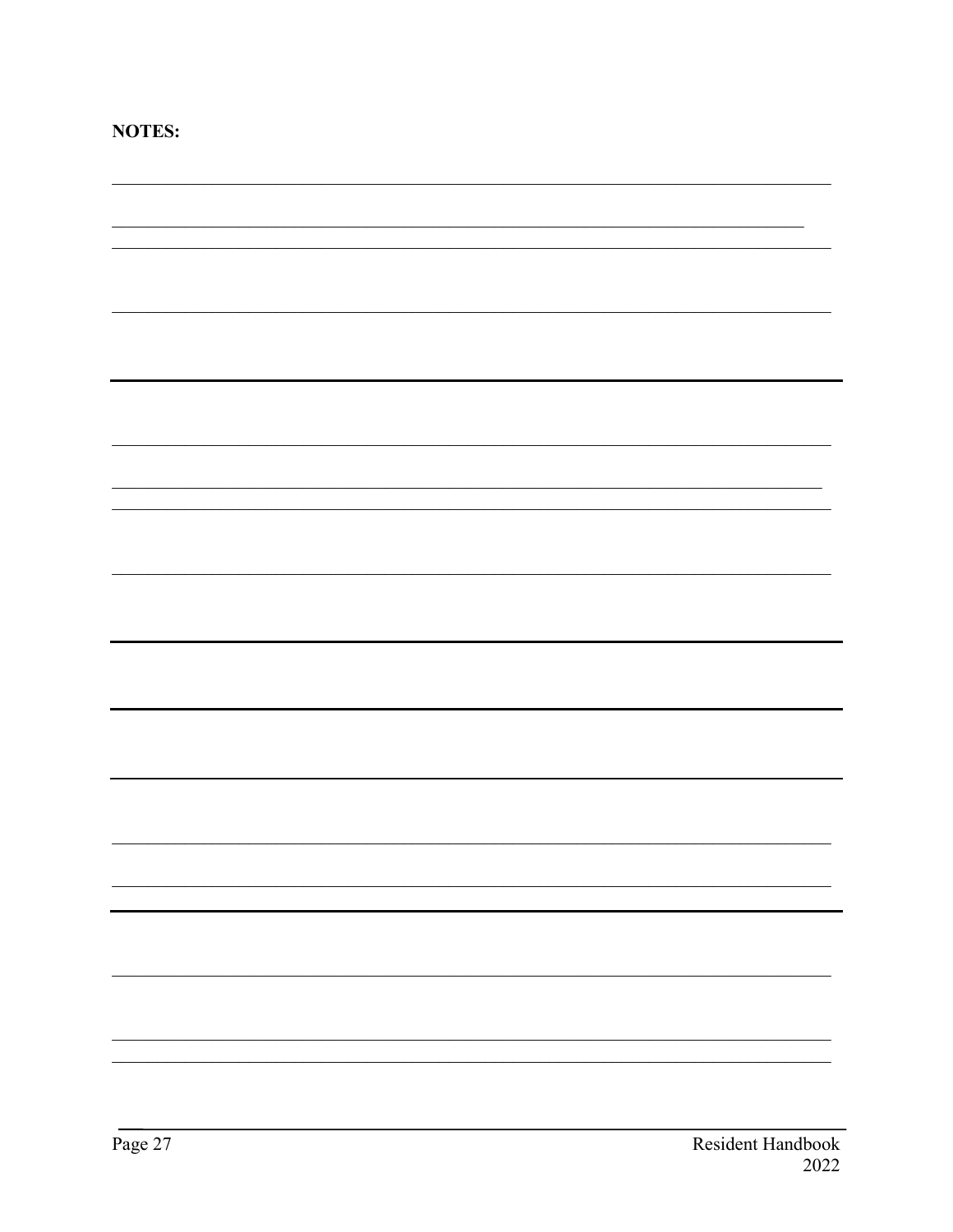**NOTES:**